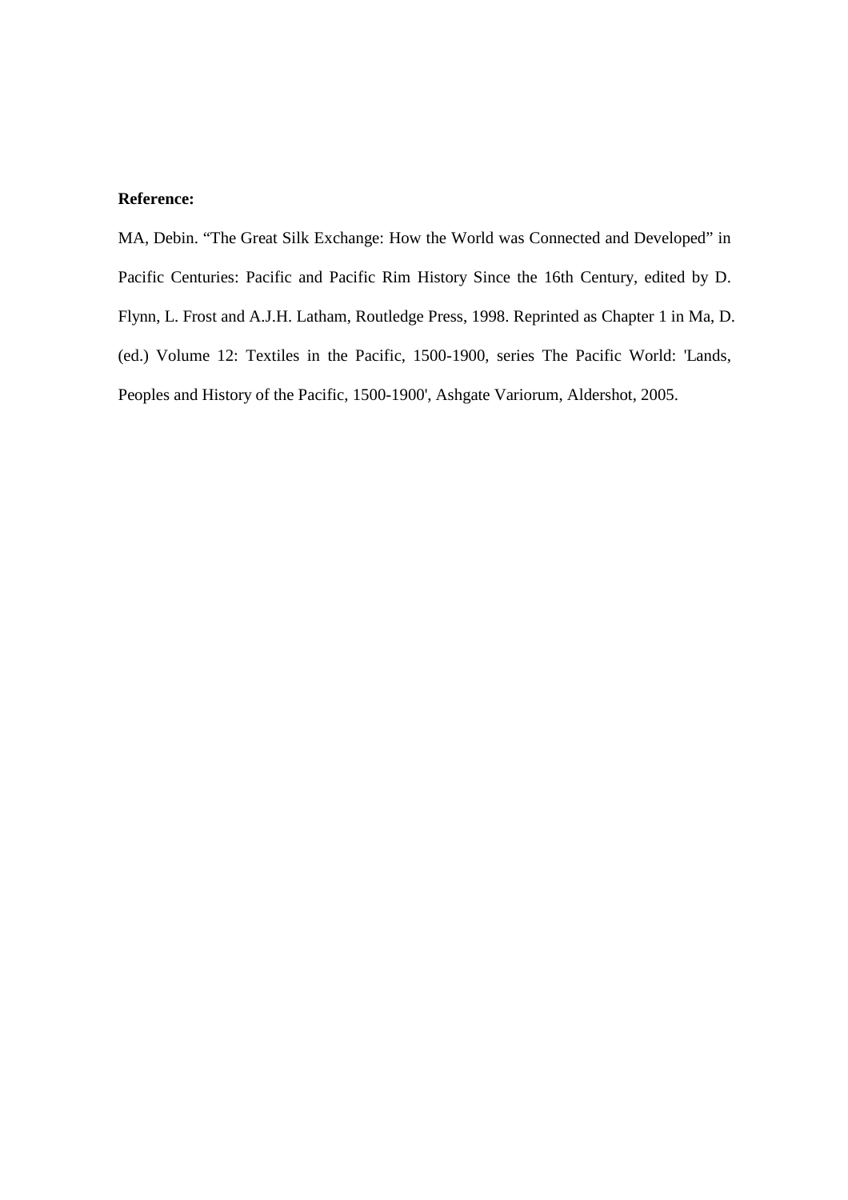**Reference:**

MA, Debin. "The Great Silk Exchange: How the World was Connected and Developed" in Pacific Centuries: Pacific and Pacific Rim History Since the 16th Century, edited by D. Flynn, L. Frost and A.J.H. Latham, Routledge Press, 1998. Reprinted as Chapter 1 in Ma, D. (ed.) Volume 12: Textiles in the Pacific, 1500-1900, series The Pacific World: 'Lands, Peoples and History of the Pacific, 1500-1900', Ashgate Variorum, Aldershot, 2005.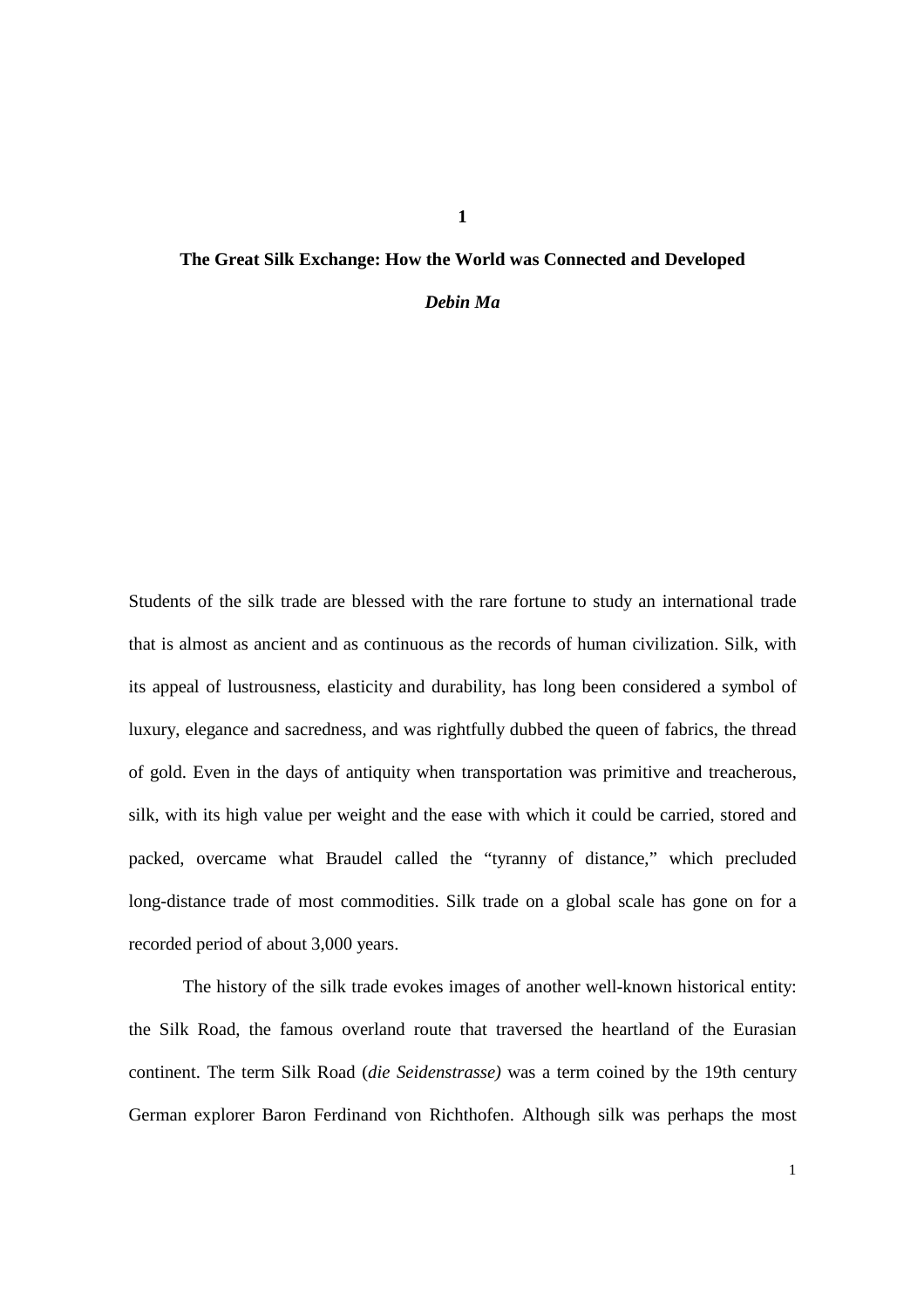# 1

## The Great Silk Exchange: How the World was Connected and Developed

***Debin Ma***

Students of the silk trade are blessed with the rare fortune to study an international trade that is almost as ancient and as continuous as the records of human civilization. Silk, with its appeal of lustrousness, elasticity and durability, has long been considered a symbol of luxury, elegance and sacredness, and was rightfully dubbed the queen of fabrics, the thread of gold. Even in the days of antiquity when transportation was primitive and treacherous, silk, with its high value per weight and the ease with which it could be carried, stored and packed, overcame what Braudel called the "tyranny of distance," which precluded long-distance trade of most commodities. Silk trade on a global scale has gone on for a recorded period of about 3,000 years.

The history of the silk trade evokes images of another well-known historical entity: the Silk Road, the famous overland route that traversed the heartland of the Eurasian continent. The term Silk Road (*die Seidenstrasse)* was a term coined by the 19th century German explorer Baron Ferdinand von Richthofen. Although silk was perhaps the most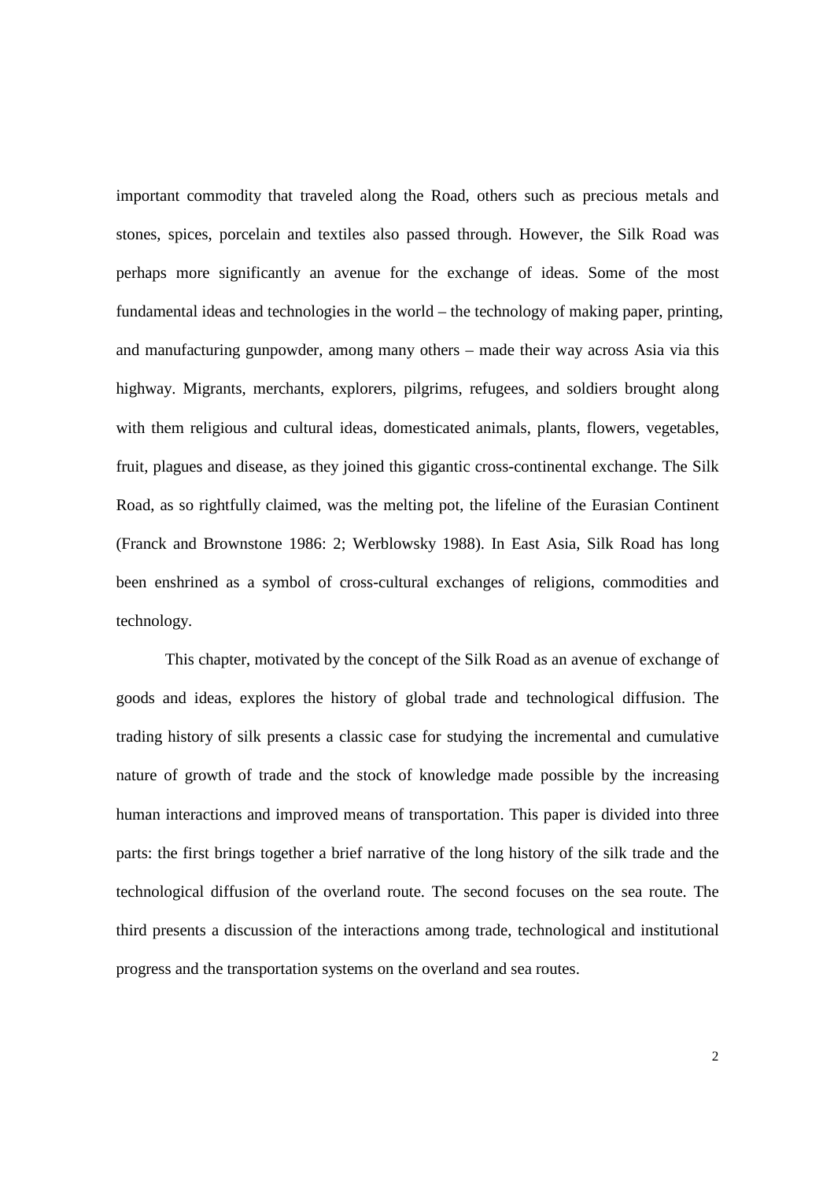important commodity that traveled along the Road, others such as precious metals and stones, spices, porcelain and textiles also passed through. However, the Silk Road was perhaps more significantly an avenue for the exchange of ideas. Some of the most fundamental ideas and technologies in the world – the technology of making paper, printing, and manufacturing gunpowder, among many others – made their way across Asia via this highway. Migrants, merchants, explorers, pilgrims, refugees, and soldiers brought along with them religious and cultural ideas, domesticated animals, plants, flowers, vegetables, fruit, plagues and disease, as they joined this gigantic cross-continental exchange. The Silk Road, as so rightfully claimed, was the melting pot, the lifeline of the Eurasian Continent (Franck and Brownstone 1986: 2; Werblowsky 1988). In East Asia, Silk Road has long been enshrined as a symbol of cross-cultural exchanges of religions, commodities and technology.

This chapter, motivated by the concept of the Silk Road as an avenue of exchange of goods and ideas, explores the history of global trade and technological diffusion. The trading history of silk presents a classic case for studying the incremental and cumulative nature of growth of trade and the stock of knowledge made possible by the increasing human interactions and improved means of transportation. This paper is divided into three parts: the first brings together a brief narrative of the long history of the silk trade and the technological diffusion of the overland route. The second focuses on the sea route. The third presents a discussion of the interactions among trade, technological and institutional progress and the transportation systems on the overland and sea routes.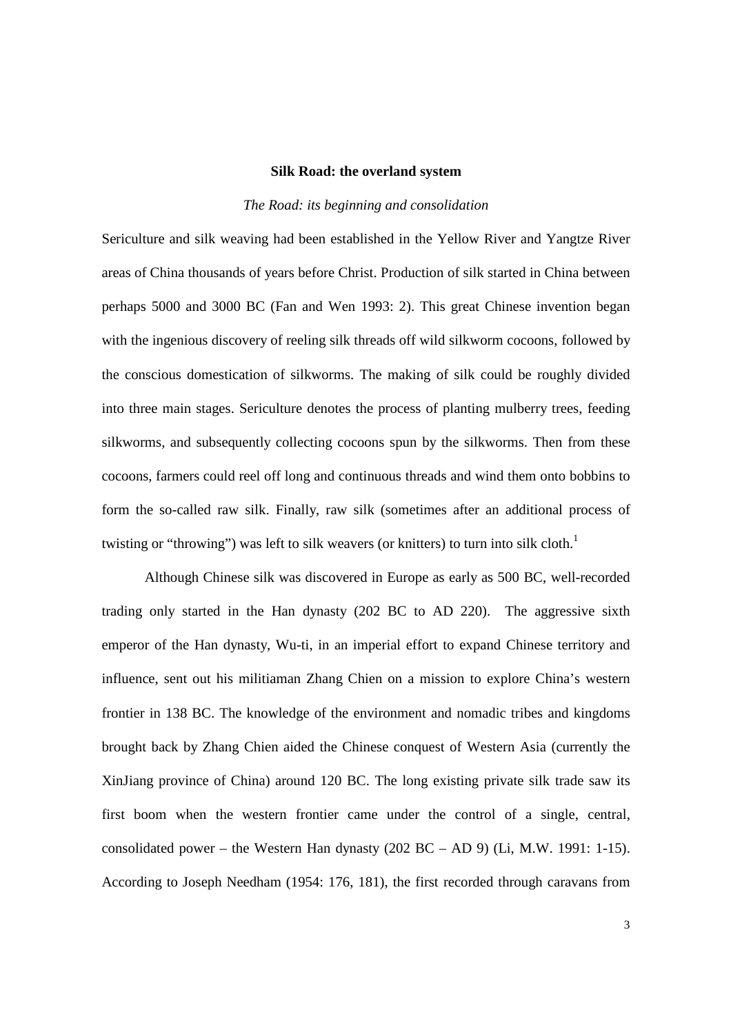## Silk Road: the overland system

### *The Road: its beginning and consolidation*

Sericulture and silk weaving had been established in the Yellow River and Yangtze River areas of China thousands of years before Christ. Production of silk started in China between perhaps 5000 and 3000 BC (Fan and Wen 1993: 2). This great Chinese invention began with the ingenious discovery of reeling silk threads off wild silkworm cocoons, followed by the conscious domestication of silkworms. The making of silk could be roughly divided into three main stages. Sericulture denotes the process of planting mulberry trees, feeding silkworms, and subsequently collecting cocoons spun by the silkworms. Then from these cocoons, farmers could reel off long and continuous threads and wind them onto bobbins to form the so-called raw silk. Finally, raw silk (sometimes after an additional process of twisting or "throwing") was left to silk weavers (or knitters) to turn into silk cloth.[1]

Although Chinese silk was discovered in Europe as early as 500 BC, well-recorded trading only started in the Han dynasty (202 BC to AD 220). The aggressive sixth emperor of the Han dynasty, Wu-ti, in an imperial effort to expand Chinese territory and influence, sent out his militiaman Zhang Chien on a mission to explore China's western frontier in 138 BC. The knowledge of the environment and nomadic tribes and kingdoms brought back by Zhang Chien aided the Chinese conquest of Western Asia (currently the XinJiang province of China) around 120 BC. The long existing private silk trade saw its first boom when the western frontier came under the control of a single, central, consolidated power – the Western Han dynasty (202 BC – AD 9) (Li, M.W. 1991: 1-15). According to Joseph Needham (1954: 176, 181), the first recorded through caravans from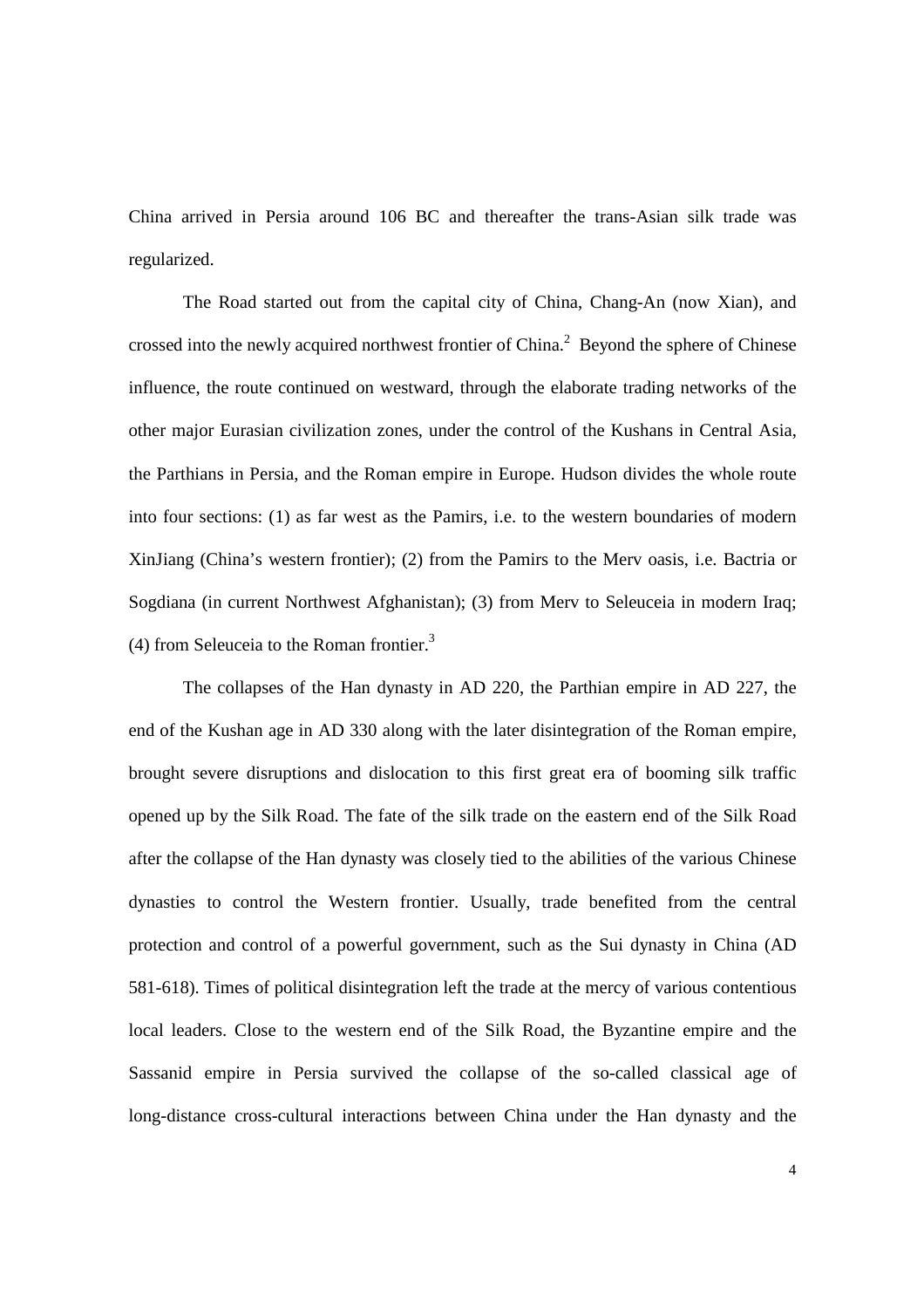China arrived in Persia around 106 BC and thereafter the trans-Asian silk trade was regularized.

The Road started out from the capital city of China, Chang-An (now Xian), and crossed into the newly acquired northwest frontier of China.[2] Beyond the sphere of Chinese influence, the route continued on westward, through the elaborate trading networks of the other major Eurasian civilization zones, under the control of the Kushans in Central Asia, the Parthians in Persia, and the Roman empire in Europe. Hudson divides the whole route into four sections: (1) as far west as the Pamirs, i.e. to the western boundaries of modern XinJiang (China's western frontier); (2) from the Pamirs to the Merv oasis, i.e. Bactria or Sogdiana (in current Northwest Afghanistan); (3) from Merv to Seleuceia in modern Iraq; (4) from Seleuceia to the Roman frontier.[3]

The collapses of the Han dynasty in AD 220, the Parthian empire in AD 227, the end of the Kushan age in AD 330 along with the later disintegration of the Roman empire, brought severe disruptions and dislocation to this first great era of booming silk traffic opened up by the Silk Road. The fate of the silk trade on the eastern end of the Silk Road after the collapse of the Han dynasty was closely tied to the abilities of the various Chinese dynasties to control the Western frontier. Usually, trade benefited from the central protection and control of a powerful government, such as the Sui dynasty in China (AD 581-618). Times of political disintegration left the trade at the mercy of various contentious local leaders. Close to the western end of the Silk Road, the Byzantine empire and the Sassanid empire in Persia survived the collapse of the so-called classical age of long-distance cross-cultural interactions between China under the Han dynasty and the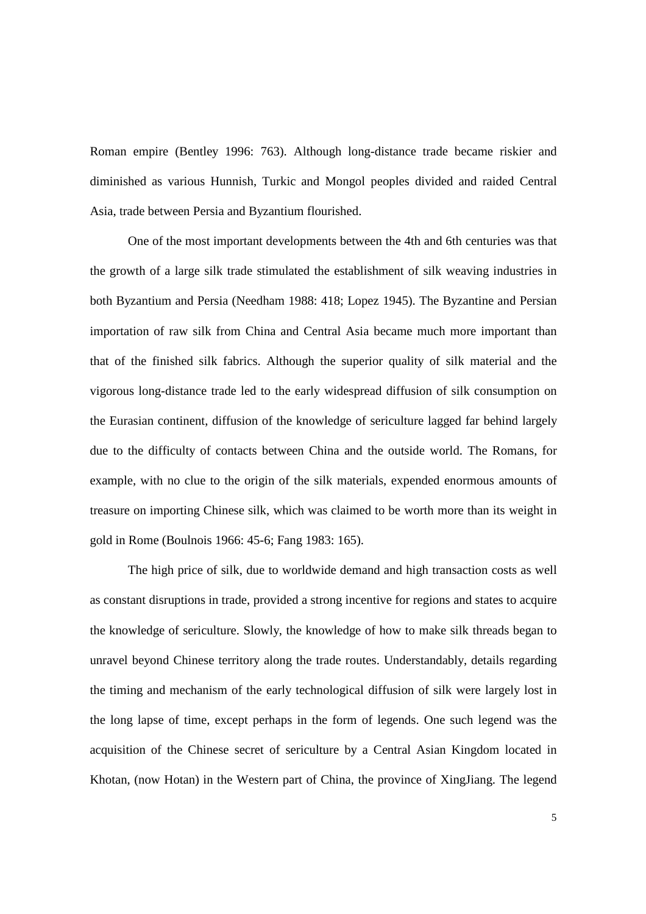Roman empire (Bentley 1996: 763). Although long-distance trade became riskier and diminished as various Hunnish, Turkic and Mongol peoples divided and raided Central Asia, trade between Persia and Byzantium flourished.

One of the most important developments between the 4th and 6th centuries was that the growth of a large silk trade stimulated the establishment of silk weaving industries in both Byzantium and Persia (Needham 1988: 418; Lopez 1945). The Byzantine and Persian importation of raw silk from China and Central Asia became much more important than that of the finished silk fabrics. Although the superior quality of silk material and the vigorous long-distance trade led to the early widespread diffusion of silk consumption on the Eurasian continent, diffusion of the knowledge of sericulture lagged far behind largely due to the difficulty of contacts between China and the outside world. The Romans, for example, with no clue to the origin of the silk materials, expended enormous amounts of treasure on importing Chinese silk, which was claimed to be worth more than its weight in gold in Rome (Boulnois 1966: 45-6; Fang 1983: 165).

The high price of silk, due to worldwide demand and high transaction costs as well as constant disruptions in trade, provided a strong incentive for regions and states to acquire the knowledge of sericulture. Slowly, the knowledge of how to make silk threads began to unravel beyond Chinese territory along the trade routes. Understandably, details regarding the timing and mechanism of the early technological diffusion of silk were largely lost in the long lapse of time, except perhaps in the form of legends. One such legend was the acquisition of the Chinese secret of sericulture by a Central Asian Kingdom located in Khotan, (now Hotan) in the Western part of China, the province of XingJiang. The legend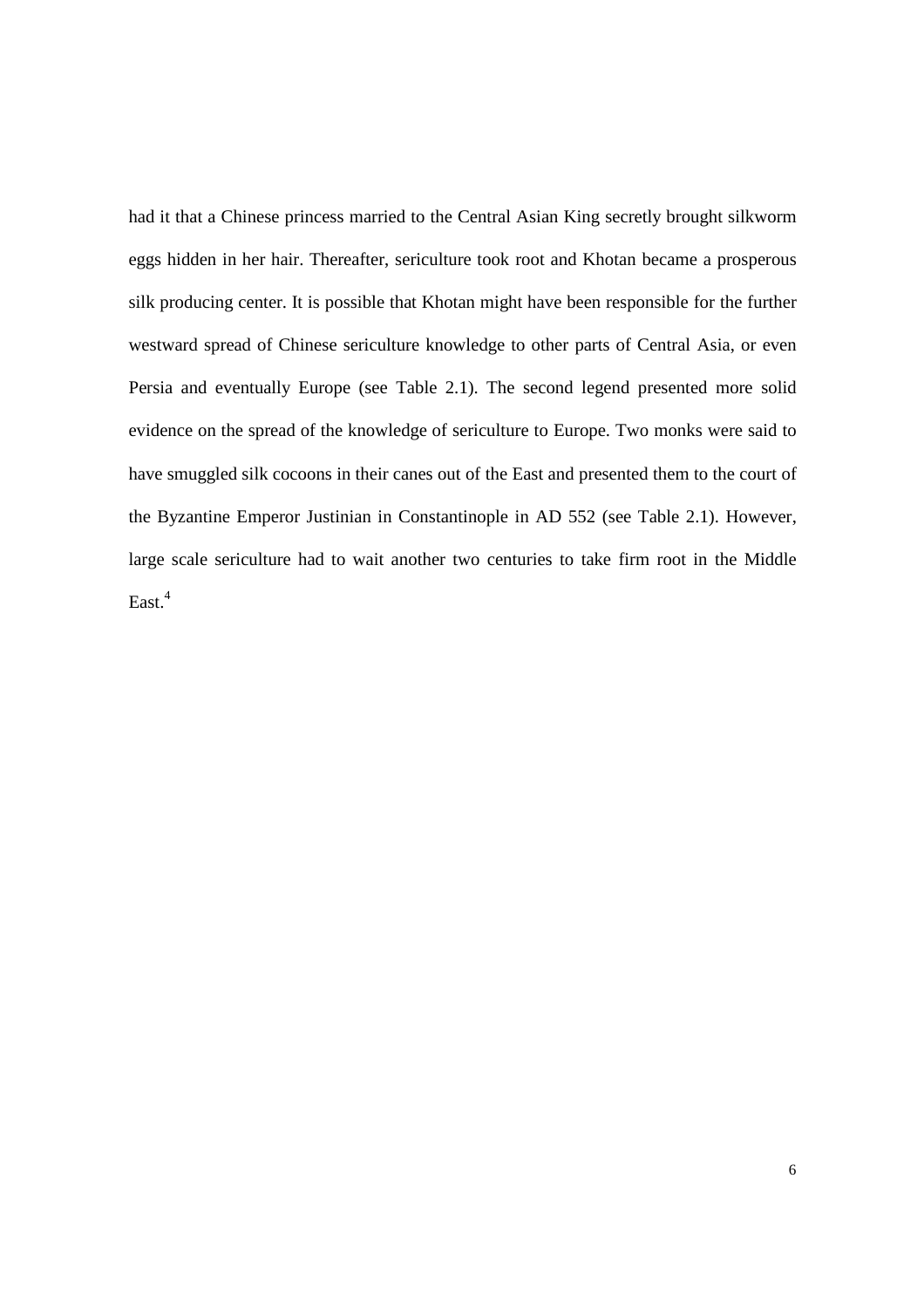had it that a Chinese princess married to the Central Asian King secretly brought silkworm eggs hidden in her hair. Thereafter, sericulture took root and Khotan became a prosperous silk producing center. It is possible that Khotan might have been responsible for the further westward spread of Chinese sericulture knowledge to other parts of Central Asia, or even Persia and eventually Europe (see Table 2.1). The second legend presented more solid evidence on the spread of the knowledge of sericulture to Europe. Two monks were said to have smuggled silk cocoons in their canes out of the East and presented them to the court of the Byzantine Emperor Justinian in Constantinople in AD 552 (see Table 2.1). However, large scale sericulture had to wait another two centuries to take firm root in the Middle East.[4]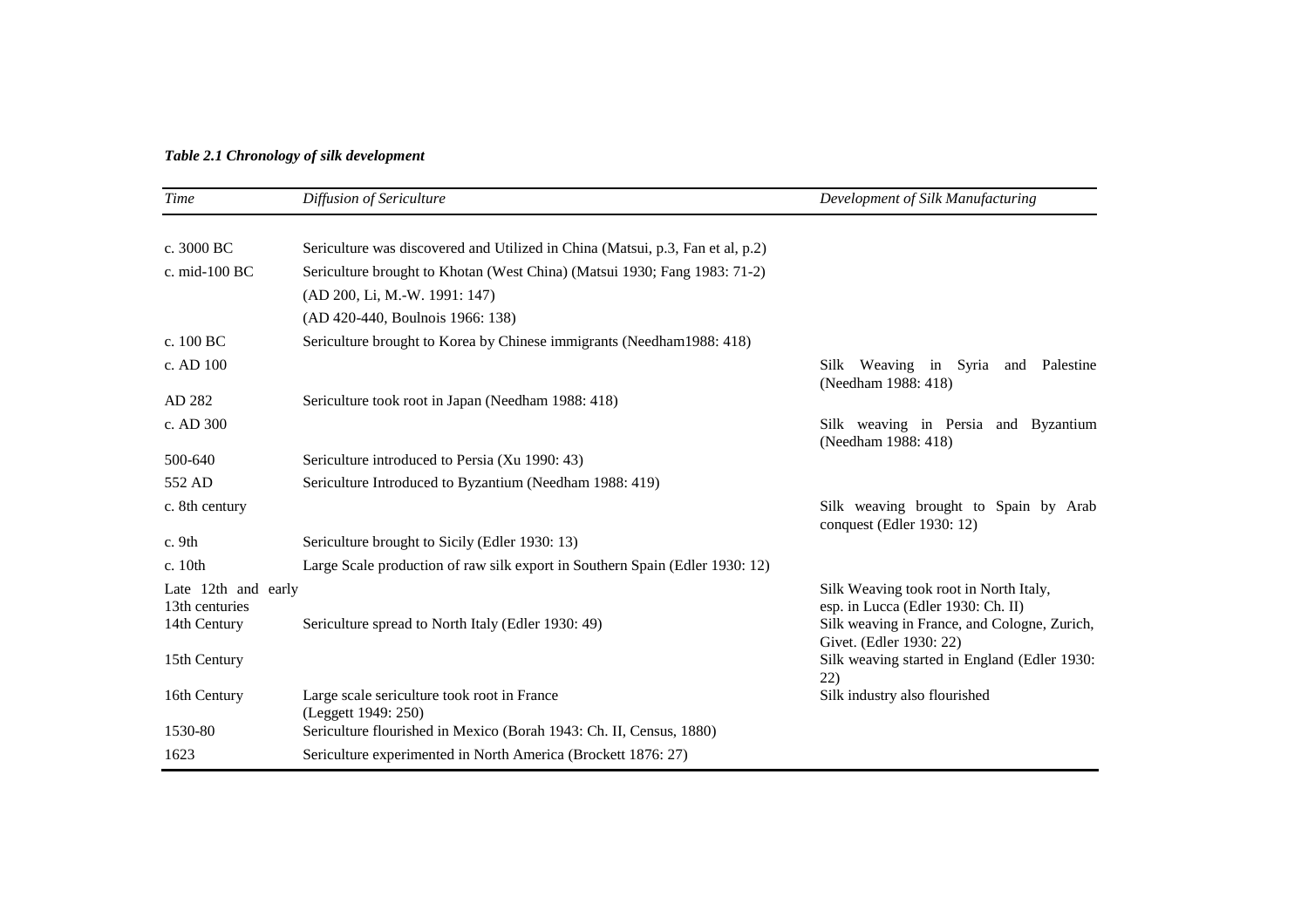***Table 2.1 Chronology of silk development***

| *Time* | *Diffusion of Sericulture* | *Development of Silk Manufacturing* |
|---|---|---|
| c. 3000 BC | Sericulture was discovered and Utilized in China (Matsui, p.3, Fan et al, p.2) | |
| c. mid-100 BC | Sericulture brought to Khotan (West China) (Matsui 1930; Fang 1983: 71-2) | |
| | (AD 200, Li, M.-W. 1991: 147) | |
| | (AD 420-440, Boulnois 1966: 138) | |
| c. 100 BC | Sericulture brought to Korea by Chinese immigrants (Needham1988: 418) | |
| c. AD 100 | | Silk Weaving in Syria and Palestine (Needham 1988: 418) |
| AD 282 | Sericulture took root in Japan (Needham 1988: 418) | |
| c. AD 300 | | Silk weaving in Persia and Byzantium (Needham 1988: 418) |
| 500-640 | Sericulture introduced to Persia (Xu 1990: 43) | |
| 552 AD | Sericulture Introduced to Byzantium (Needham 1988: 419) | |
| c. 8th century | | Silk weaving brought to Spain by Arab conquest (Edler 1930: 12) |
| c. 9th | Sericulture brought to Sicily (Edler 1930: 13) | |
| c. 10th | Large Scale production of raw silk export in Southern Spain (Edler 1930: 12) | |
| Late 12th and early 13th centuries | | Silk Weaving took root in North Italy, esp. in Lucca (Edler 1930: Ch. II) |
| 14th Century | Sericulture spread to North Italy (Edler 1930: 49) | Silk weaving in France, and Cologne, Zurich, Givet. (Edler 1930: 22) |
| 15th Century | | Silk weaving started in England (Edler 1930: 22) |
| 16th Century | Large scale sericulture took root in France (Leggett 1949: 250) | Silk industry also flourished |
| 1530-80 | Sericulture flourished in Mexico (Borah 1943: Ch. II, Census, 1880) | |
| 1623 | Sericulture experimented in North America (Brockett 1876: 27) | |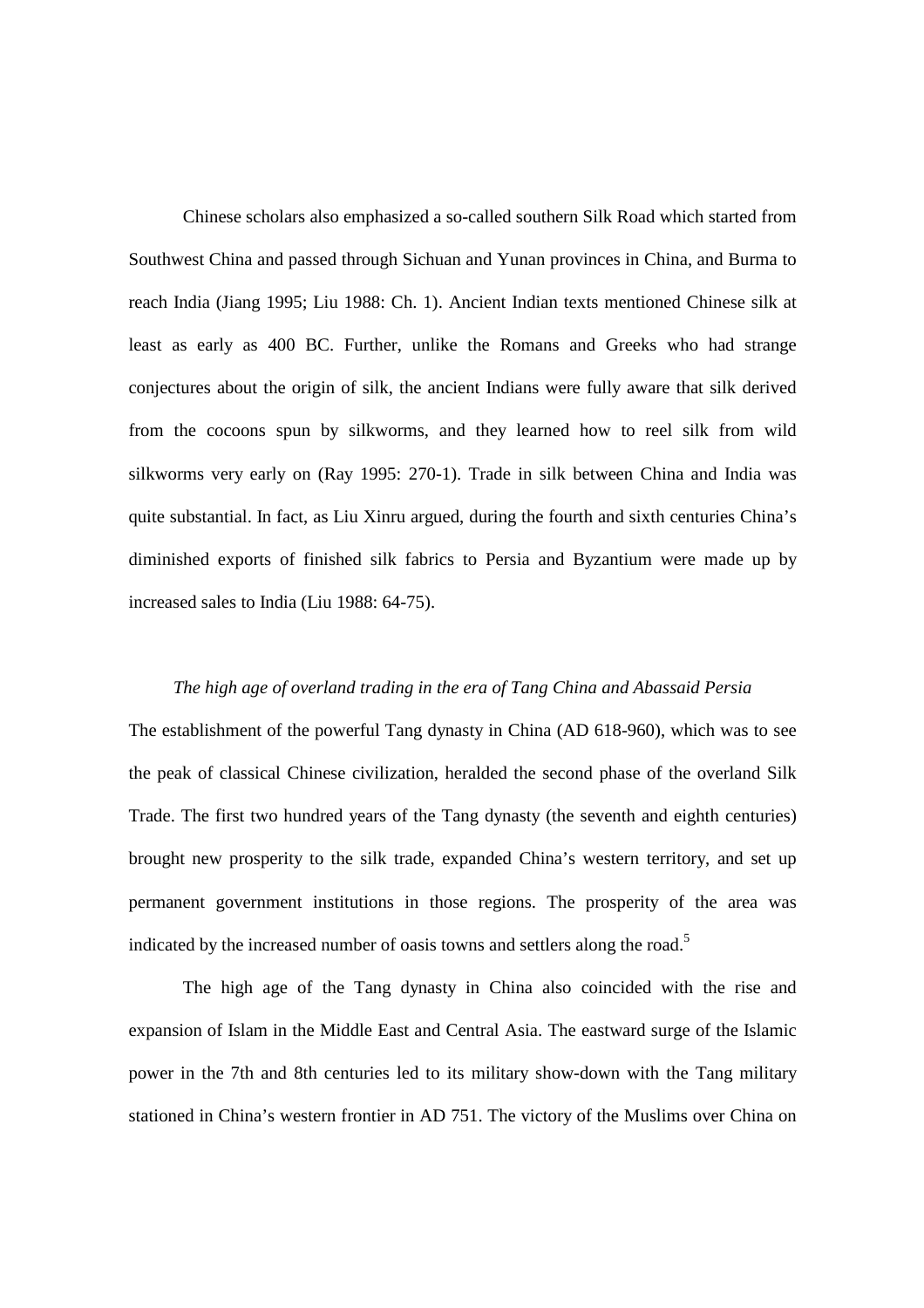Chinese scholars also emphasized a so-called southern Silk Road which started from Southwest China and passed through Sichuan and Yunan provinces in China, and Burma to reach India (Jiang 1995; Liu 1988: Ch. 1). Ancient Indian texts mentioned Chinese silk at least as early as 400 BC. Further, unlike the Romans and Greeks who had strange conjectures about the origin of silk, the ancient Indians were fully aware that silk derived from the cocoons spun by silkworms, and they learned how to reel silk from wild silkworms very early on (Ray 1995: 270-1). Trade in silk between China and India was quite substantial. In fact, as Liu Xinru argued, during the fourth and sixth centuries China's diminished exports of finished silk fabrics to Persia and Byzantium were made up by increased sales to India (Liu 1988: 64-75).

*The high age of overland trading in the era of Tang China and Abassaid Persia*

The establishment of the powerful Tang dynasty in China (AD 618-960), which was to see the peak of classical Chinese civilization, heralded the second phase of the overland Silk Trade. The first two hundred years of the Tang dynasty (the seventh and eighth centuries) brought new prosperity to the silk trade, expanded China's western territory, and set up permanent government institutions in those regions. The prosperity of the area was indicated by the increased number of oasis towns and settlers along the road.[5]

The high age of the Tang dynasty in China also coincided with the rise and expansion of Islam in the Middle East and Central Asia. The eastward surge of the Islamic power in the 7th and 8th centuries led to its military show-down with the Tang military stationed in China's western frontier in AD 751. The victory of the Muslims over China on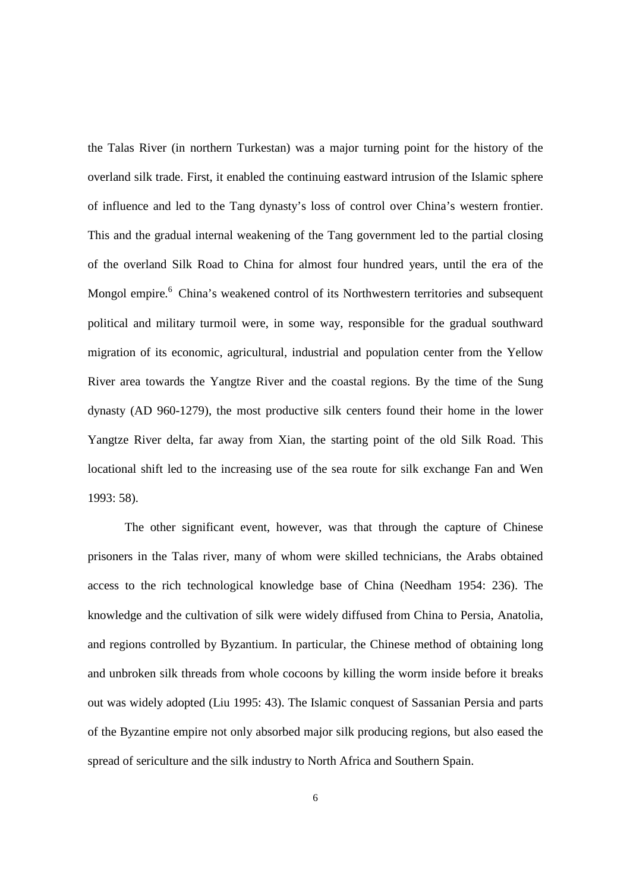the Talas River (in northern Turkestan) was a major turning point for the history of the overland silk trade. First, it enabled the continuing eastward intrusion of the Islamic sphere of influence and led to the Tang dynasty's loss of control over China's western frontier. This and the gradual internal weakening of the Tang government led to the partial closing of the overland Silk Road to China for almost four hundred years, until the era of the Mongol empire.[6] China's weakened control of its Northwestern territories and subsequent political and military turmoil were, in some way, responsible for the gradual southward migration of its economic, agricultural, industrial and population center from the Yellow River area towards the Yangtze River and the coastal regions. By the time of the Sung dynasty (AD 960-1279), the most productive silk centers found their home in the lower Yangtze River delta, far away from Xian, the starting point of the old Silk Road. This locational shift led to the increasing use of the sea route for silk exchange Fan and Wen 1993: 58).

The other significant event, however, was that through the capture of Chinese prisoners in the Talas river, many of whom were skilled technicians, the Arabs obtained access to the rich technological knowledge base of China (Needham 1954: 236). The knowledge and the cultivation of silk were widely diffused from China to Persia, Anatolia, and regions controlled by Byzantium. In particular, the Chinese method of obtaining long and unbroken silk threads from whole cocoons by killing the worm inside before it breaks out was widely adopted (Liu 1995: 43). The Islamic conquest of Sassanian Persia and parts of the Byzantine empire not only absorbed major silk producing regions, but also eased the spread of sericulture and the silk industry to North Africa and Southern Spain.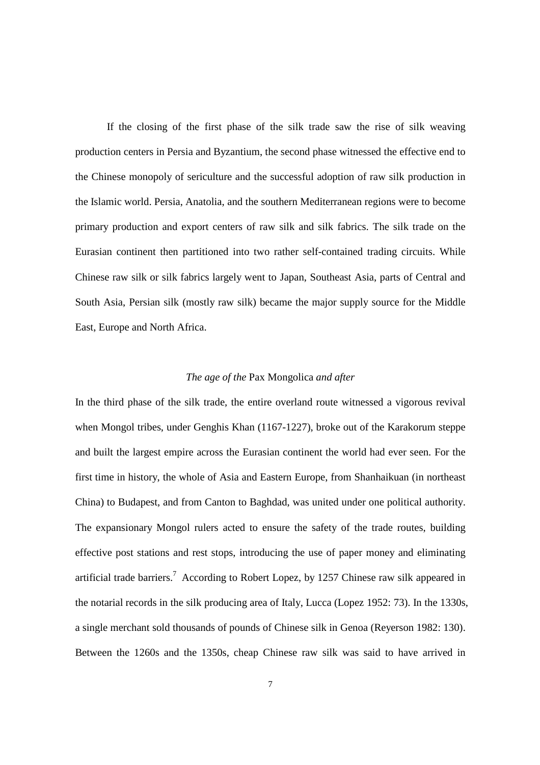If the closing of the first phase of the silk trade saw the rise of silk weaving production centers in Persia and Byzantium, the second phase witnessed the effective end to the Chinese monopoly of sericulture and the successful adoption of raw silk production in the Islamic world. Persia, Anatolia, and the southern Mediterranean regions were to become primary production and export centers of raw silk and silk fabrics. The silk trade on the Eurasian continent then partitioned into two rather self-contained trading circuits. While Chinese raw silk or silk fabrics largely went to Japan, Southeast Asia, parts of Central and South Asia, Persian silk (mostly raw silk) became the major supply source for the Middle East, Europe and North Africa.

### *The age of the* Pax Mongolica *and after*

In the third phase of the silk trade, the entire overland route witnessed a vigorous revival when Mongol tribes, under Genghis Khan (1167-1227), broke out of the Karakorum steppe and built the largest empire across the Eurasian continent the world had ever seen. For the first time in history, the whole of Asia and Eastern Europe, from Shanhaikuan (in northeast China) to Budapest, and from Canton to Baghdad, was united under one political authority. The expansionary Mongol rulers acted to ensure the safety of the trade routes, building effective post stations and rest stops, introducing the use of paper money and eliminating artificial trade barriers.[7] According to Robert Lopez, by 1257 Chinese raw silk appeared in the notarial records in the silk producing area of Italy, Lucca (Lopez 1952: 73). In the 1330s, a single merchant sold thousands of pounds of Chinese silk in Genoa (Reyerson 1982: 130). Between the 1260s and the 1350s, cheap Chinese raw silk was said to have arrived in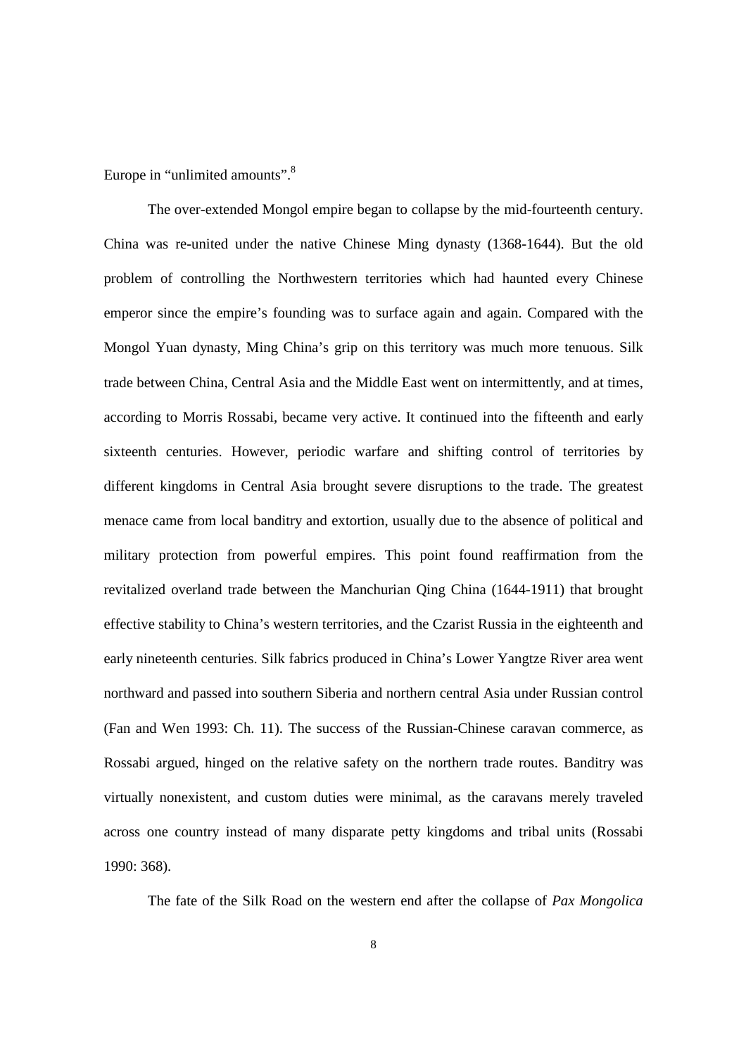Europe in "unlimited amounts".[8]

The over-extended Mongol empire began to collapse by the mid-fourteenth century. China was re-united under the native Chinese Ming dynasty (1368-1644). But the old problem of controlling the Northwestern territories which had haunted every Chinese emperor since the empire's founding was to surface again and again. Compared with the Mongol Yuan dynasty, Ming China's grip on this territory was much more tenuous. Silk trade between China, Central Asia and the Middle East went on intermittently, and at times, according to Morris Rossabi, became very active. It continued into the fifteenth and early sixteenth centuries. However, periodic warfare and shifting control of territories by different kingdoms in Central Asia brought severe disruptions to the trade. The greatest menace came from local banditry and extortion, usually due to the absence of political and military protection from powerful empires. This point found reaffirmation from the revitalized overland trade between the Manchurian Qing China (1644-1911) that brought effective stability to China's western territories, and the Czarist Russia in the eighteenth and early nineteenth centuries. Silk fabrics produced in China's Lower Yangtze River area went northward and passed into southern Siberia and northern central Asia under Russian control (Fan and Wen 1993: Ch. 11). The success of the Russian-Chinese caravan commerce, as Rossabi argued, hinged on the relative safety on the northern trade routes. Banditry was virtually nonexistent, and custom duties were minimal, as the caravans merely traveled across one country instead of many disparate petty kingdoms and tribal units (Rossabi 1990: 368).

The fate of the Silk Road on the western end after the collapse of *Pax Mongolica*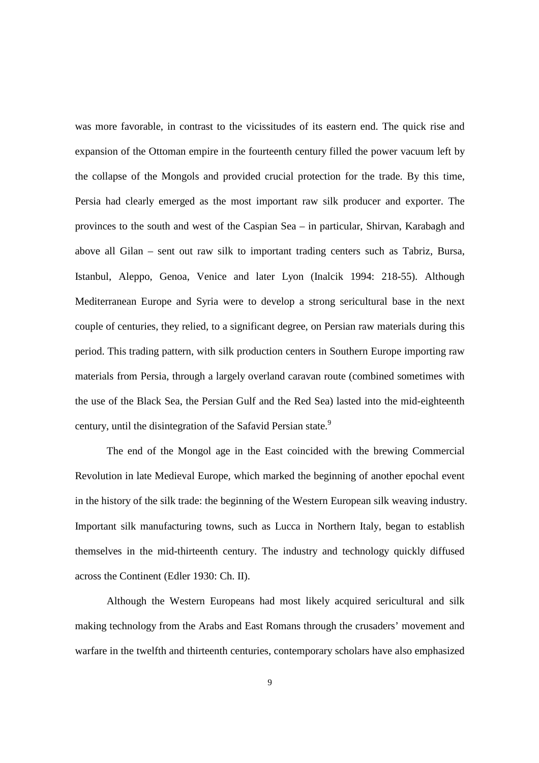was more favorable, in contrast to the vicissitudes of its eastern end. The quick rise and expansion of the Ottoman empire in the fourteenth century filled the power vacuum left by the collapse of the Mongols and provided crucial protection for the trade. By this time, Persia had clearly emerged as the most important raw silk producer and exporter. The provinces to the south and west of the Caspian Sea – in particular, Shirvan, Karabagh and above all Gilan – sent out raw silk to important trading centers such as Tabriz, Bursa, Istanbul, Aleppo, Genoa, Venice and later Lyon (Inalcik 1994: 218-55). Although Mediterranean Europe and Syria were to develop a strong sericultural base in the next couple of centuries, they relied, to a significant degree, on Persian raw materials during this period. This trading pattern, with silk production centers in Southern Europe importing raw materials from Persia, through a largely overland caravan route (combined sometimes with the use of the Black Sea, the Persian Gulf and the Red Sea) lasted into the mid-eighteenth century, until the disintegration of the Safavid Persian state.[9]

The end of the Mongol age in the East coincided with the brewing Commercial Revolution in late Medieval Europe, which marked the beginning of another epochal event in the history of the silk trade: the beginning of the Western European silk weaving industry. Important silk manufacturing towns, such as Lucca in Northern Italy, began to establish themselves in the mid-thirteenth century. The industry and technology quickly diffused across the Continent (Edler 1930: Ch. II).

Although the Western Europeans had most likely acquired sericultural and silk making technology from the Arabs and East Romans through the crusaders' movement and warfare in the twelfth and thirteenth centuries, contemporary scholars have also emphasized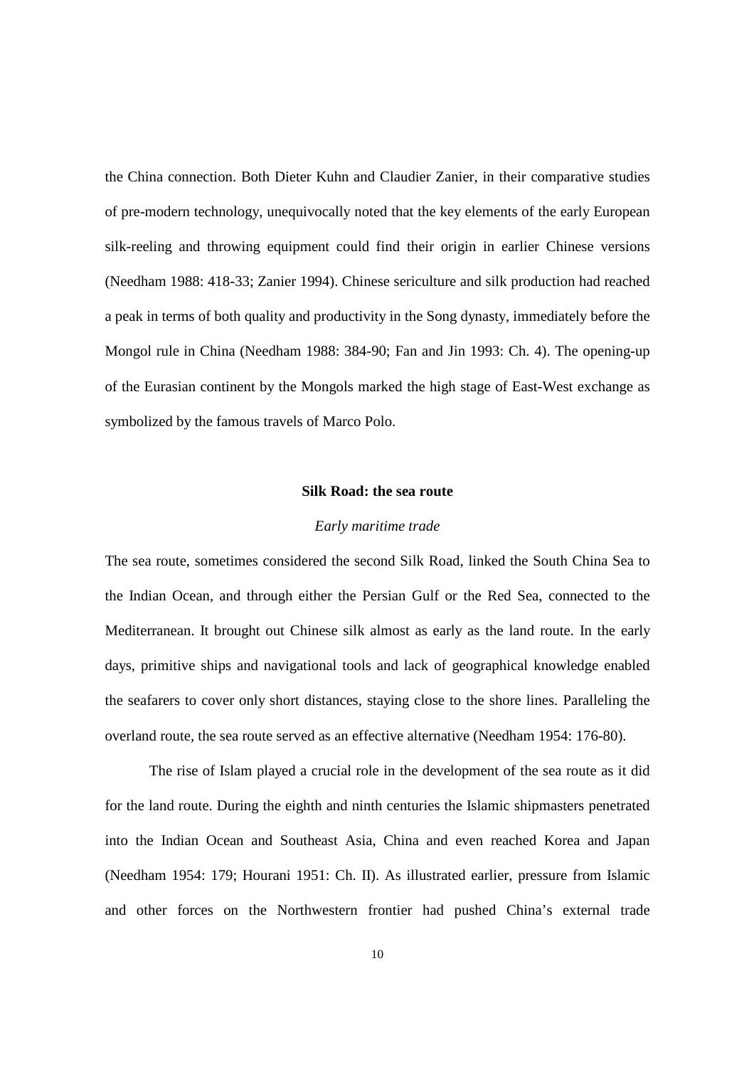the China connection. Both Dieter Kuhn and Claudier Zanier, in their comparative studies of pre-modern technology, unequivocally noted that the key elements of the early European silk-reeling and throwing equipment could find their origin in earlier Chinese versions (Needham 1988: 418-33; Zanier 1994). Chinese sericulture and silk production had reached a peak in terms of both quality and productivity in the Song dynasty, immediately before the Mongol rule in China (Needham 1988: 384-90; Fan and Jin 1993: Ch. 4). The opening-up of the Eurasian continent by the Mongols marked the high stage of East-West exchange as symbolized by the famous travels of Marco Polo.

## Silk Road: the sea route

### *Early maritime trade*

The sea route, sometimes considered the second Silk Road, linked the South China Sea to the Indian Ocean, and through either the Persian Gulf or the Red Sea, connected to the Mediterranean. It brought out Chinese silk almost as early as the land route. In the early days, primitive ships and navigational tools and lack of geographical knowledge enabled the seafarers to cover only short distances, staying close to the shore lines. Paralleling the overland route, the sea route served as an effective alternative (Needham 1954: 176-80).

The rise of Islam played a crucial role in the development of the sea route as it did for the land route. During the eighth and ninth centuries the Islamic shipmasters penetrated into the Indian Ocean and Southeast Asia, China and even reached Korea and Japan (Needham 1954: 179; Hourani 1951: Ch. II). As illustrated earlier, pressure from Islamic and other forces on the Northwestern frontier had pushed China's external trade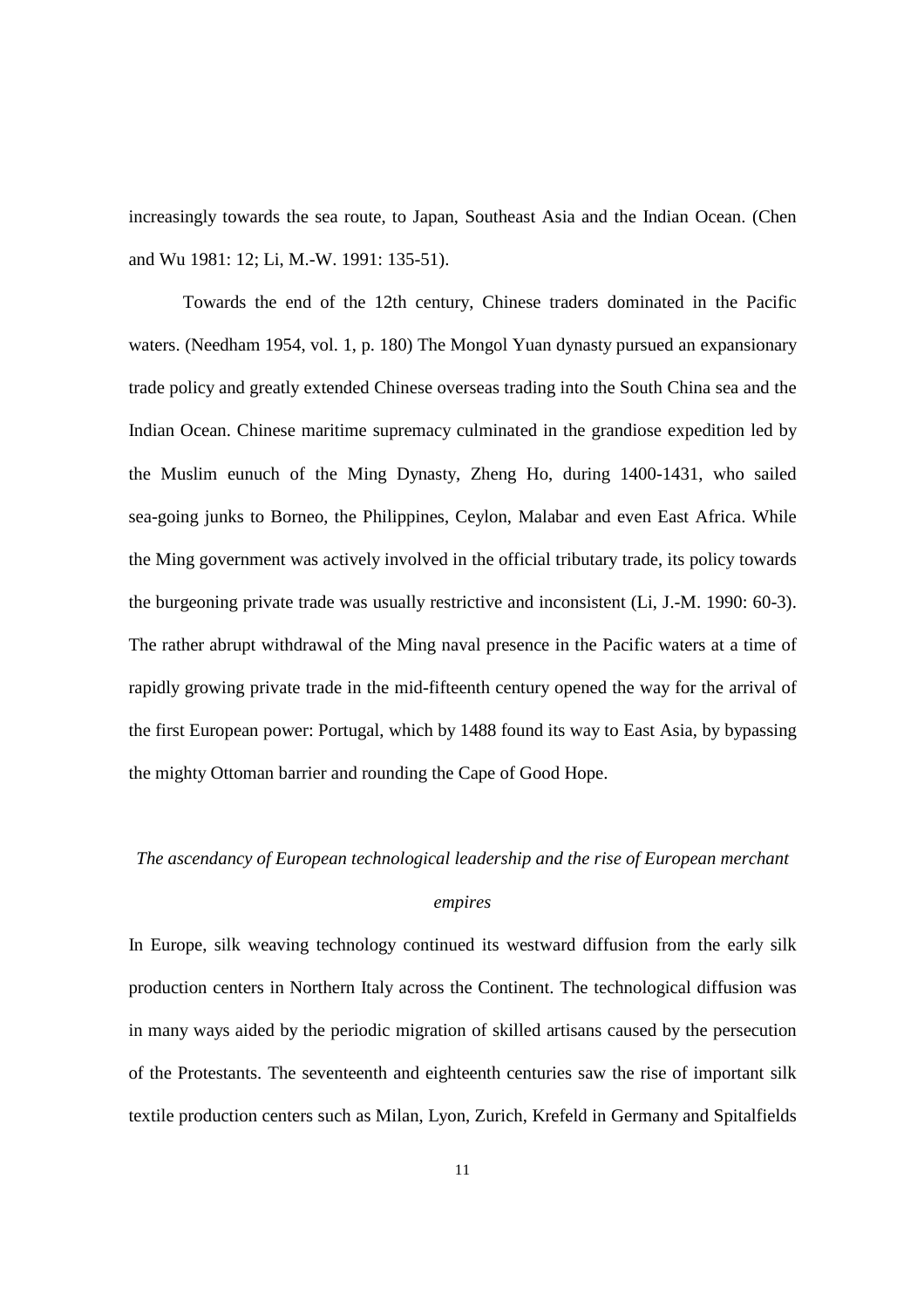increasingly towards the sea route, to Japan, Southeast Asia and the Indian Ocean. (Chen and Wu 1981: 12; Li, M.-W. 1991: 135-51).

Towards the end of the 12th century, Chinese traders dominated in the Pacific waters. (Needham 1954, vol. 1, p. 180) The Mongol Yuan dynasty pursued an expansionary trade policy and greatly extended Chinese overseas trading into the South China sea and the Indian Ocean. Chinese maritime supremacy culminated in the grandiose expedition led by the Muslim eunuch of the Ming Dynasty, Zheng Ho, during 1400-1431, who sailed sea-going junks to Borneo, the Philippines, Ceylon, Malabar and even East Africa. While the Ming government was actively involved in the official tributary trade, its policy towards the burgeoning private trade was usually restrictive and inconsistent (Li, J.-M. 1990: 60-3). The rather abrupt withdrawal of the Ming naval presence in the Pacific waters at a time of rapidly growing private trade in the mid-fifteenth century opened the way for the arrival of the first European power: Portugal, which by 1488 found its way to East Asia, by bypassing the mighty Ottoman barrier and rounding the Cape of Good Hope.

*The ascendancy of European technological leadership and the rise of European merchant empires*

In Europe, silk weaving technology continued its westward diffusion from the early silk production centers in Northern Italy across the Continent. The technological diffusion was in many ways aided by the periodic migration of skilled artisans caused by the persecution of the Protestants. The seventeenth and eighteenth centuries saw the rise of important silk textile production centers such as Milan, Lyon, Zurich, Krefeld in Germany and Spitalfields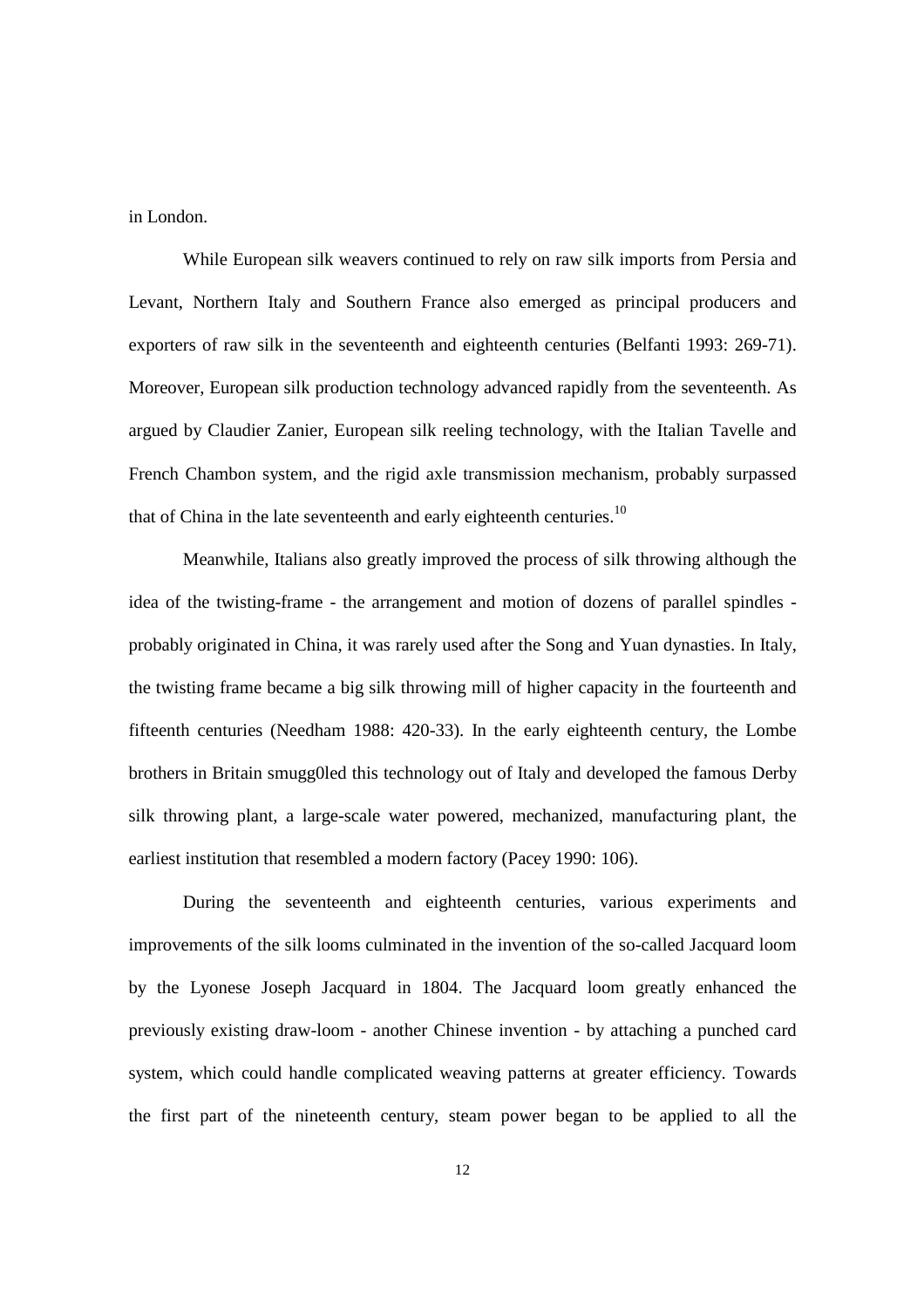in London.

While European silk weavers continued to rely on raw silk imports from Persia and Levant, Northern Italy and Southern France also emerged as principal producers and exporters of raw silk in the seventeenth and eighteenth centuries (Belfanti 1993: 269-71). Moreover, European silk production technology advanced rapidly from the seventeenth. As argued by Claudier Zanier, European silk reeling technology, with the Italian Tavelle and French Chambon system, and the rigid axle transmission mechanism, probably surpassed that of China in the late seventeenth and early eighteenth centuries.[10]

Meanwhile, Italians also greatly improved the process of silk throwing although the idea of the twisting-frame - the arrangement and motion of dozens of parallel spindles - probably originated in China, it was rarely used after the Song and Yuan dynasties. In Italy, the twisting frame became a big silk throwing mill of higher capacity in the fourteenth and fifteenth centuries (Needham 1988: 420-33). In the early eighteenth century, the Lombe brothers in Britain smugg0led this technology out of Italy and developed the famous Derby silk throwing plant, a large-scale water powered, mechanized, manufacturing plant, the earliest institution that resembled a modern factory (Pacey 1990: 106).

During the seventeenth and eighteenth centuries, various experiments and improvements of the silk looms culminated in the invention of the so-called Jacquard loom by the Lyonese Joseph Jacquard in 1804. The Jacquard loom greatly enhanced the previously existing draw-loom - another Chinese invention - by attaching a punched card system, which could handle complicated weaving patterns at greater efficiency. Towards the first part of the nineteenth century, steam power began to be applied to all the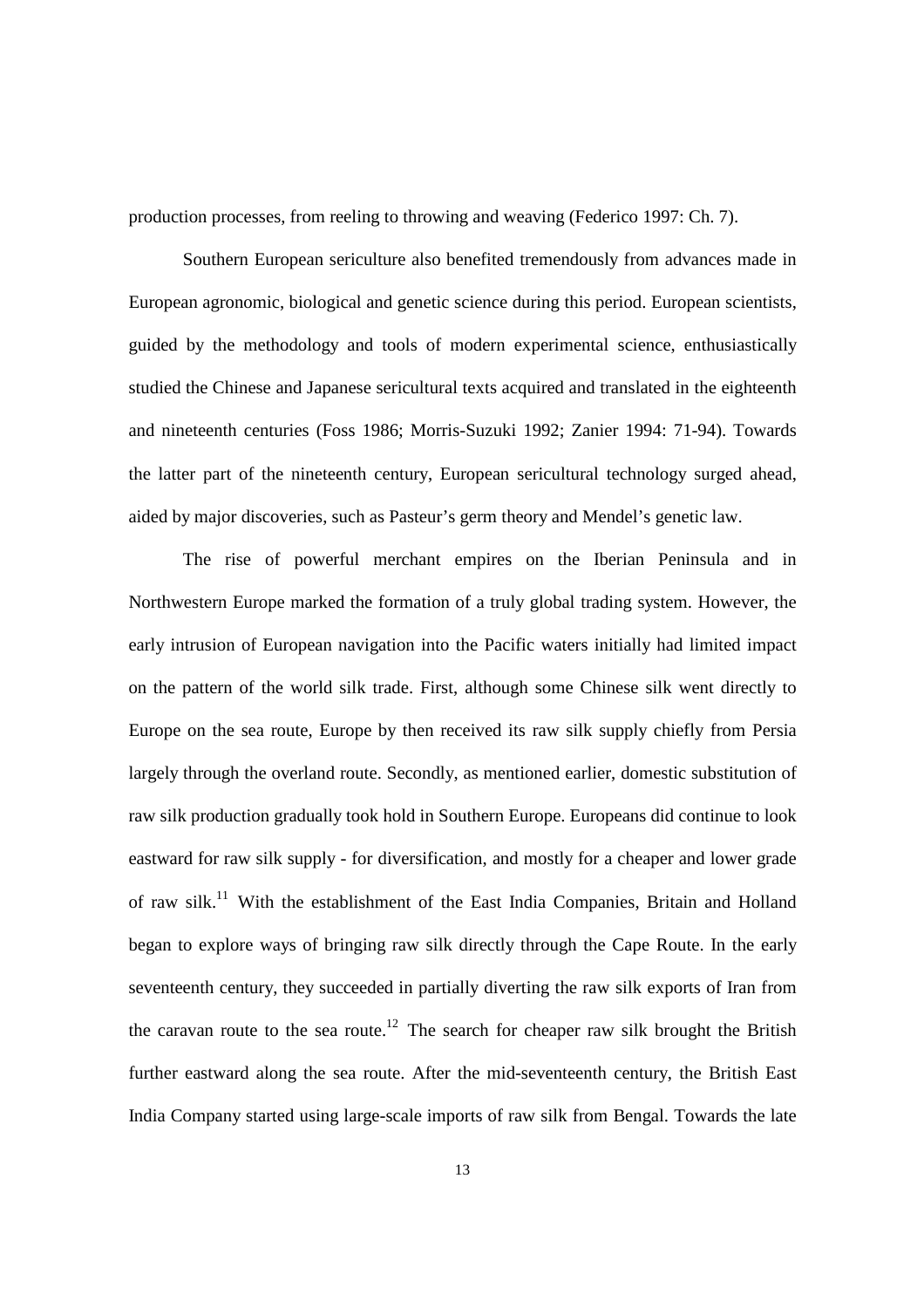production processes, from reeling to throwing and weaving (Federico 1997: Ch. 7).

Southern European sericulture also benefited tremendously from advances made in European agronomic, biological and genetic science during this period. European scientists, guided by the methodology and tools of modern experimental science, enthusiastically studied the Chinese and Japanese sericultural texts acquired and translated in the eighteenth and nineteenth centuries (Foss 1986; Morris-Suzuki 1992; Zanier 1994: 71-94). Towards the latter part of the nineteenth century, European sericultural technology surged ahead, aided by major discoveries, such as Pasteur's germ theory and Mendel's genetic law.

The rise of powerful merchant empires on the Iberian Peninsula and in Northwestern Europe marked the formation of a truly global trading system. However, the early intrusion of European navigation into the Pacific waters initially had limited impact on the pattern of the world silk trade. First, although some Chinese silk went directly to Europe on the sea route, Europe by then received its raw silk supply chiefly from Persia largely through the overland route. Secondly, as mentioned earlier, domestic substitution of raw silk production gradually took hold in Southern Europe. Europeans did continue to look eastward for raw silk supply - for diversification, and mostly for a cheaper and lower grade of raw silk.[11] With the establishment of the East India Companies, Britain and Holland began to explore ways of bringing raw silk directly through the Cape Route. In the early seventeenth century, they succeeded in partially diverting the raw silk exports of Iran from the caravan route to the sea route.[12] The search for cheaper raw silk brought the British further eastward along the sea route. After the mid-seventeenth century, the British East India Company started using large-scale imports of raw silk from Bengal. Towards the late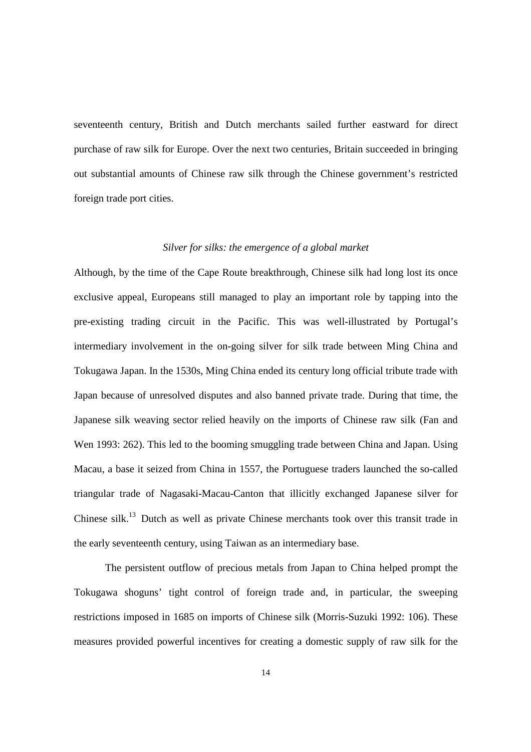seventeenth century, British and Dutch merchants sailed further eastward for direct purchase of raw silk for Europe. Over the next two centuries, Britain succeeded in bringing out substantial amounts of Chinese raw silk through the Chinese government's restricted foreign trade port cities.

### *Silver for silks: the emergence of a global market*

Although, by the time of the Cape Route breakthrough, Chinese silk had long lost its once exclusive appeal, Europeans still managed to play an important role by tapping into the pre-existing trading circuit in the Pacific. This was well-illustrated by Portugal's intermediary involvement in the on-going silver for silk trade between Ming China and Tokugawa Japan. In the 1530s, Ming China ended its century long official tribute trade with Japan because of unresolved disputes and also banned private trade. During that time, the Japanese silk weaving sector relied heavily on the imports of Chinese raw silk (Fan and Wen 1993: 262). This led to the booming smuggling trade between China and Japan. Using Macau, a base it seized from China in 1557, the Portuguese traders launched the so-called triangular trade of Nagasaki-Macau-Canton that illicitly exchanged Japanese silver for Chinese silk.[13] Dutch as well as private Chinese merchants took over this transit trade in the early seventeenth century, using Taiwan as an intermediary base.

The persistent outflow of precious metals from Japan to China helped prompt the Tokugawa shoguns' tight control of foreign trade and, in particular, the sweeping restrictions imposed in 1685 on imports of Chinese silk (Morris-Suzuki 1992: 106). These measures provided powerful incentives for creating a domestic supply of raw silk for the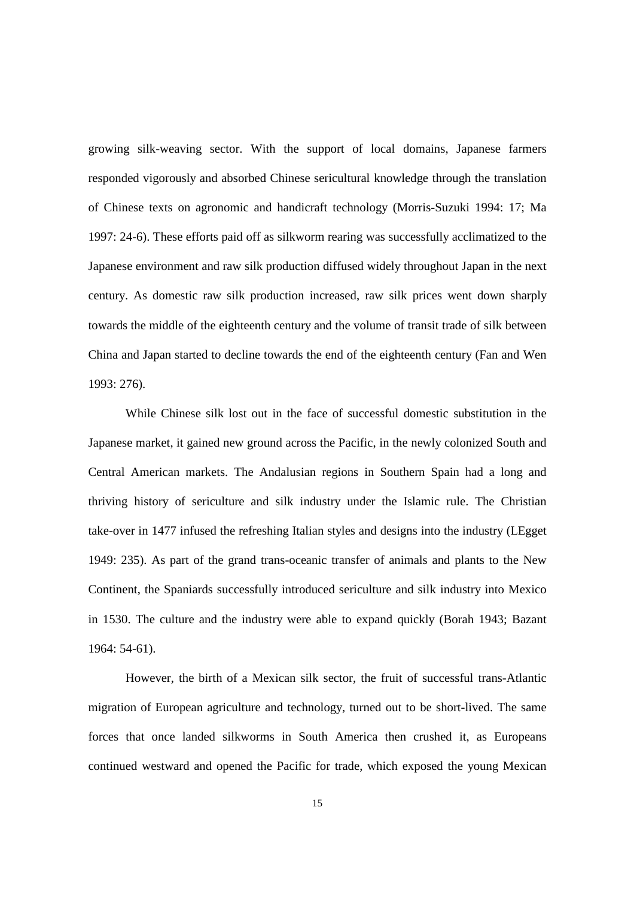growing silk-weaving sector. With the support of local domains, Japanese farmers responded vigorously and absorbed Chinese sericultural knowledge through the translation of Chinese texts on agronomic and handicraft technology (Morris-Suzuki 1994: 17; Ma 1997: 24-6). These efforts paid off as silkworm rearing was successfully acclimatized to the Japanese environment and raw silk production diffused widely throughout Japan in the next century. As domestic raw silk production increased, raw silk prices went down sharply towards the middle of the eighteenth century and the volume of transit trade of silk between China and Japan started to decline towards the end of the eighteenth century (Fan and Wen 1993: 276).

While Chinese silk lost out in the face of successful domestic substitution in the Japanese market, it gained new ground across the Pacific, in the newly colonized South and Central American markets. The Andalusian regions in Southern Spain had a long and thriving history of sericulture and silk industry under the Islamic rule. The Christian take-over in 1477 infused the refreshing Italian styles and designs into the industry (LEgget 1949: 235). As part of the grand trans-oceanic transfer of animals and plants to the New Continent, the Spaniards successfully introduced sericulture and silk industry into Mexico in 1530. The culture and the industry were able to expand quickly (Borah 1943; Bazant 1964: 54-61).

However, the birth of a Mexican silk sector, the fruit of successful trans-Atlantic migration of European agriculture and technology, turned out to be short-lived. The same forces that once landed silkworms in South America then crushed it, as Europeans continued westward and opened the Pacific for trade, which exposed the young Mexican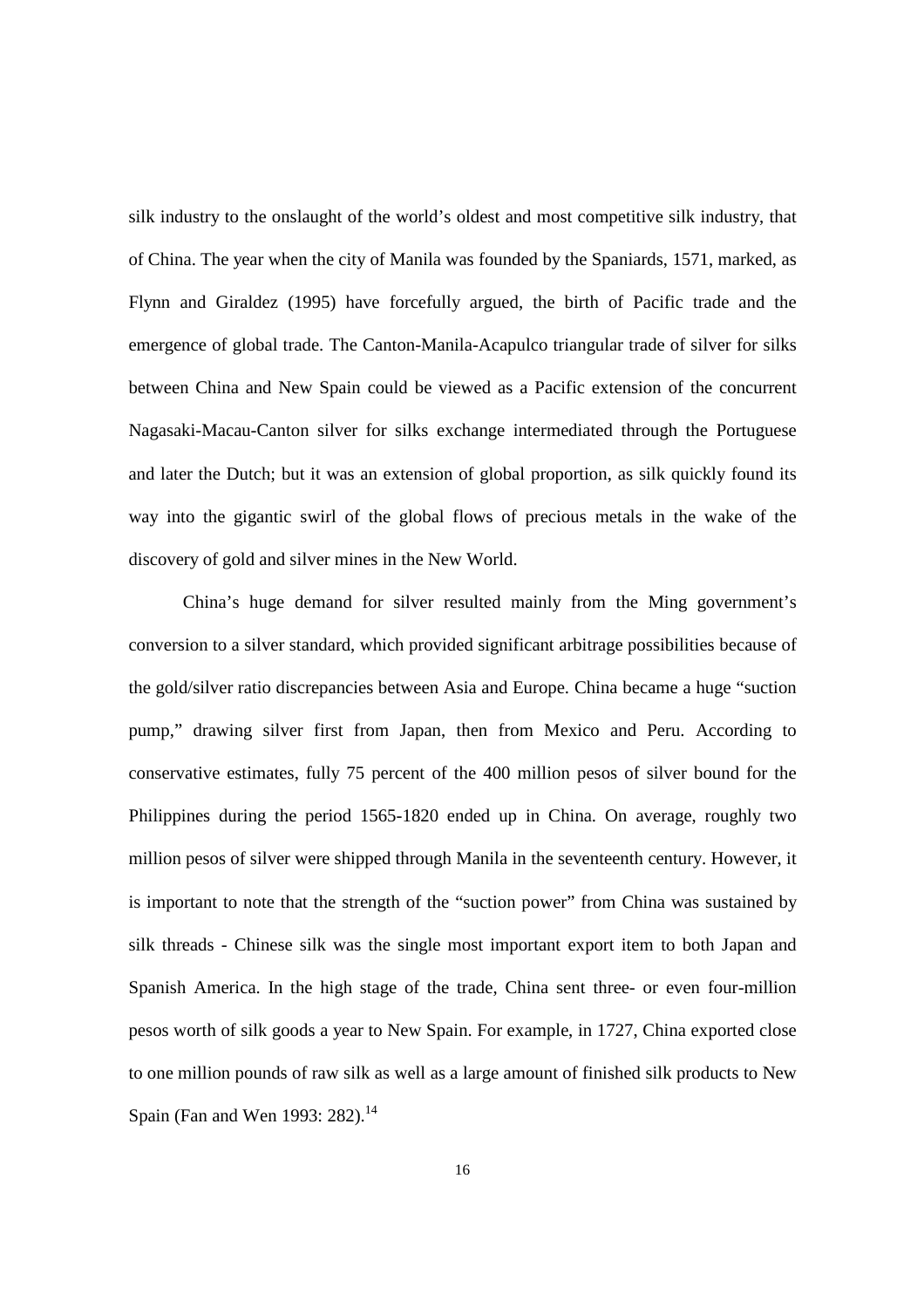silk industry to the onslaught of the world's oldest and most competitive silk industry, that of China. The year when the city of Manila was founded by the Spaniards, 1571, marked, as Flynn and Giraldez (1995) have forcefully argued, the birth of Pacific trade and the emergence of global trade. The Canton-Manila-Acapulco triangular trade of silver for silks between China and New Spain could be viewed as a Pacific extension of the concurrent Nagasaki-Macau-Canton silver for silks exchange intermediated through the Portuguese and later the Dutch; but it was an extension of global proportion, as silk quickly found its way into the gigantic swirl of the global flows of precious metals in the wake of the discovery of gold and silver mines in the New World.

China's huge demand for silver resulted mainly from the Ming government's conversion to a silver standard, which provided significant arbitrage possibilities because of the gold/silver ratio discrepancies between Asia and Europe. China became a huge "suction pump," drawing silver first from Japan, then from Mexico and Peru. According to conservative estimates, fully 75 percent of the 400 million pesos of silver bound for the Philippines during the period 1565-1820 ended up in China. On average, roughly two million pesos of silver were shipped through Manila in the seventeenth century. However, it is important to note that the strength of the "suction power" from China was sustained by silk threads - Chinese silk was the single most important export item to both Japan and Spanish America. In the high stage of the trade, China sent three- or even four-million pesos worth of silk goods a year to New Spain. For example, in 1727, China exported close to one million pounds of raw silk as well as a large amount of finished silk products to New Spain (Fan and Wen 1993: 282).[14]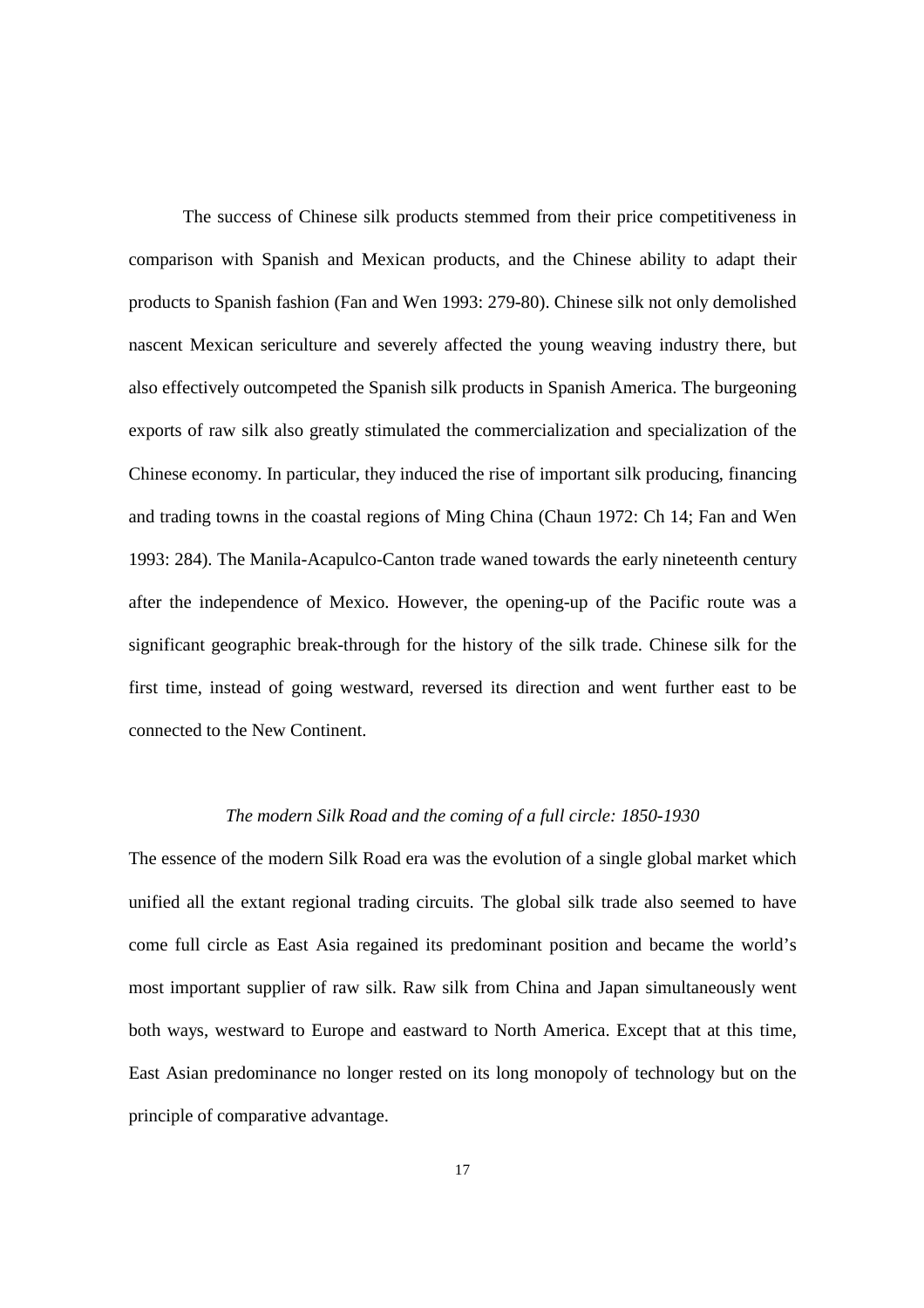The success of Chinese silk products stemmed from their price competitiveness in comparison with Spanish and Mexican products, and the Chinese ability to adapt their products to Spanish fashion (Fan and Wen 1993: 279-80). Chinese silk not only demolished nascent Mexican sericulture and severely affected the young weaving industry there, but also effectively outcompeted the Spanish silk products in Spanish America. The burgeoning exports of raw silk also greatly stimulated the commercialization and specialization of the Chinese economy. In particular, they induced the rise of important silk producing, financing and trading towns in the coastal regions of Ming China (Chaun 1972: Ch 14; Fan and Wen 1993: 284). The Manila-Acapulco-Canton trade waned towards the early nineteenth century after the independence of Mexico. However, the opening-up of the Pacific route was a significant geographic break-through for the history of the silk trade. Chinese silk for the first time, instead of going westward, reversed its direction and went further east to be connected to the New Continent.

### *The modern Silk Road and the coming of a full circle: 1850-1930*

The essence of the modern Silk Road era was the evolution of a single global market which unified all the extant regional trading circuits. The global silk trade also seemed to have come full circle as East Asia regained its predominant position and became the world's most important supplier of raw silk. Raw silk from China and Japan simultaneously went both ways, westward to Europe and eastward to North America. Except that at this time, East Asian predominance no longer rested on its long monopoly of technology but on the principle of comparative advantage.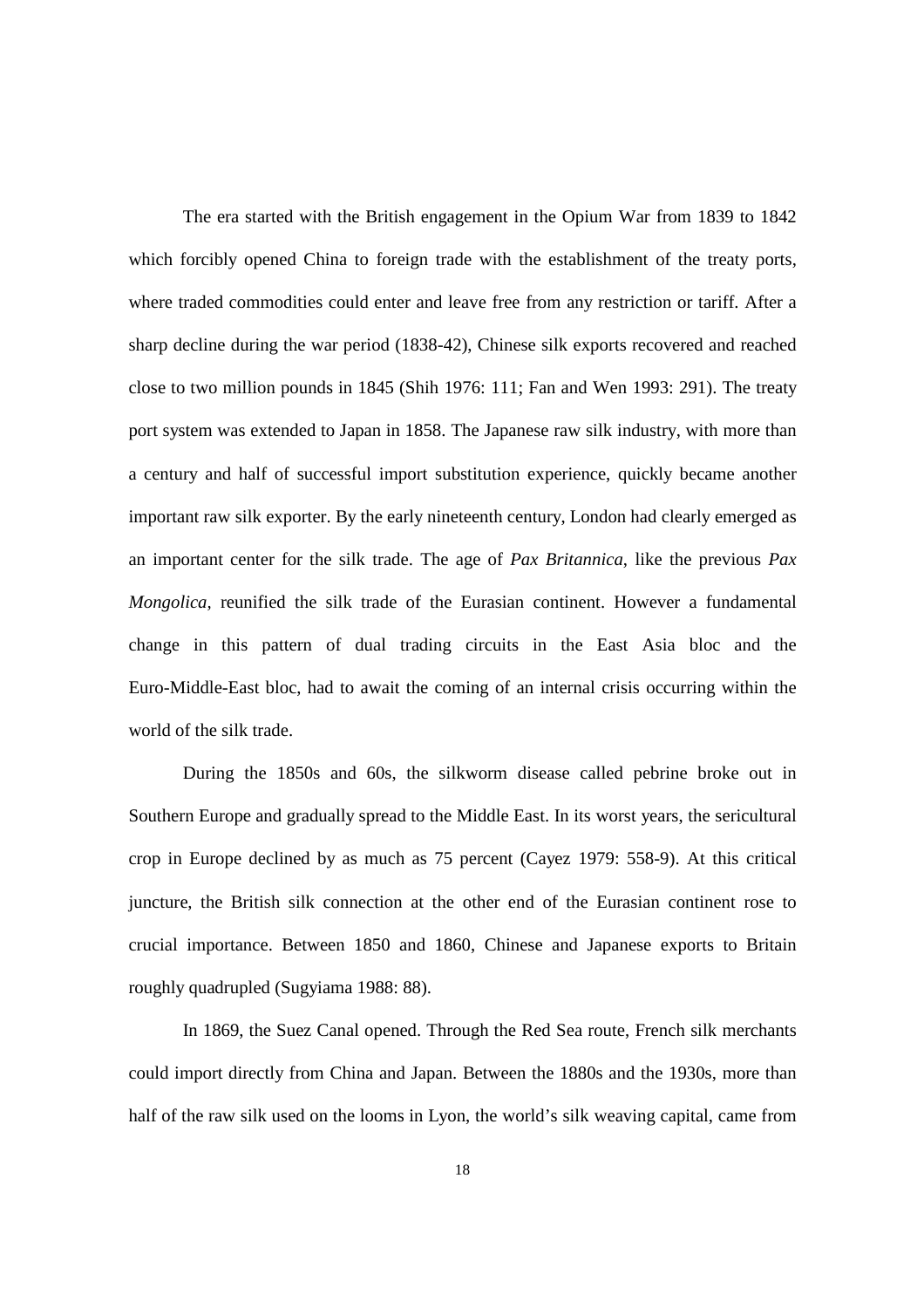The era started with the British engagement in the Opium War from 1839 to 1842 which forcibly opened China to foreign trade with the establishment of the treaty ports, where traded commodities could enter and leave free from any restriction or tariff. After a sharp decline during the war period (1838-42), Chinese silk exports recovered and reached close to two million pounds in 1845 (Shih 1976: 111; Fan and Wen 1993: 291). The treaty port system was extended to Japan in 1858. The Japanese raw silk industry, with more than a century and half of successful import substitution experience, quickly became another important raw silk exporter. By the early nineteenth century, London had clearly emerged as an important center for the silk trade. The age of *Pax Britannica*, like the previous *Pax Mongolica*, reunified the silk trade of the Eurasian continent. However a fundamental change in this pattern of dual trading circuits in the East Asia bloc and the Euro-Middle-East bloc, had to await the coming of an internal crisis occurring within the world of the silk trade.

During the 1850s and 60s, the silkworm disease called pebrine broke out in Southern Europe and gradually spread to the Middle East. In its worst years, the sericultural crop in Europe declined by as much as 75 percent (Cayez 1979: 558-9). At this critical juncture, the British silk connection at the other end of the Eurasian continent rose to crucial importance. Between 1850 and 1860, Chinese and Japanese exports to Britain roughly quadrupled (Sugyiama 1988: 88).

In 1869, the Suez Canal opened. Through the Red Sea route, French silk merchants could import directly from China and Japan. Between the 1880s and the 1930s, more than half of the raw silk used on the looms in Lyon, the world's silk weaving capital, came from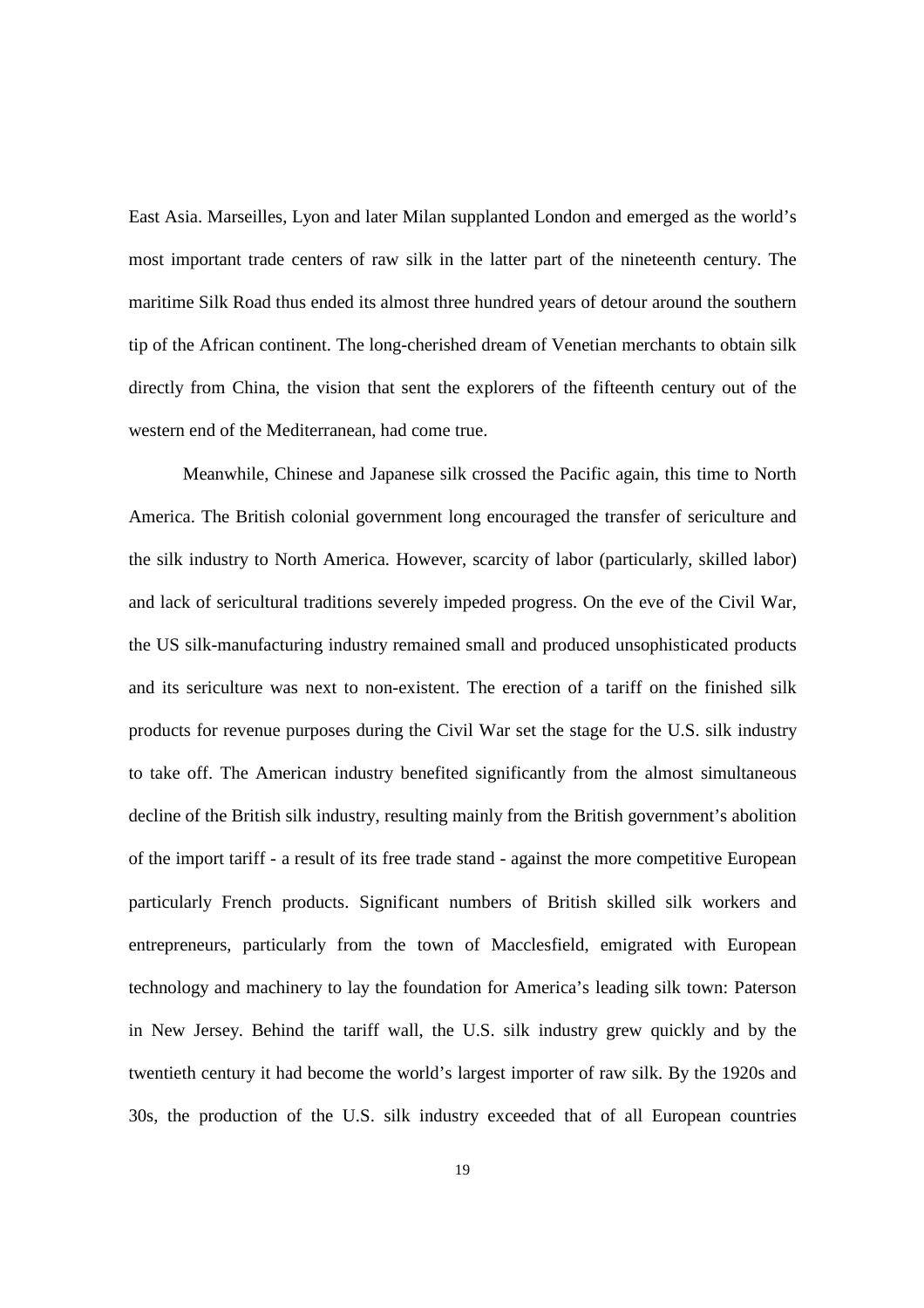East Asia. Marseilles, Lyon and later Milan supplanted London and emerged as the world's most important trade centers of raw silk in the latter part of the nineteenth century. The maritime Silk Road thus ended its almost three hundred years of detour around the southern tip of the African continent. The long-cherished dream of Venetian merchants to obtain silk directly from China, the vision that sent the explorers of the fifteenth century out of the western end of the Mediterranean, had come true.

Meanwhile, Chinese and Japanese silk crossed the Pacific again, this time to North America. The British colonial government long encouraged the transfer of sericulture and the silk industry to North America. However, scarcity of labor (particularly, skilled labor) and lack of sericultural traditions severely impeded progress. On the eve of the Civil War, the US silk-manufacturing industry remained small and produced unsophisticated products and its sericulture was next to non-existent. The erection of a tariff on the finished silk products for revenue purposes during the Civil War set the stage for the U.S. silk industry to take off. The American industry benefited significantly from the almost simultaneous decline of the British silk industry, resulting mainly from the British government's abolition of the import tariff - a result of its free trade stand - against the more competitive European particularly French products. Significant numbers of British skilled silk workers and entrepreneurs, particularly from the town of Macclesfield, emigrated with European technology and machinery to lay the foundation for America's leading silk town: Paterson in New Jersey. Behind the tariff wall, the U.S. silk industry grew quickly and by the twentieth century it had become the world's largest importer of raw silk. By the 1920s and 30s, the production of the U.S. silk industry exceeded that of all European countries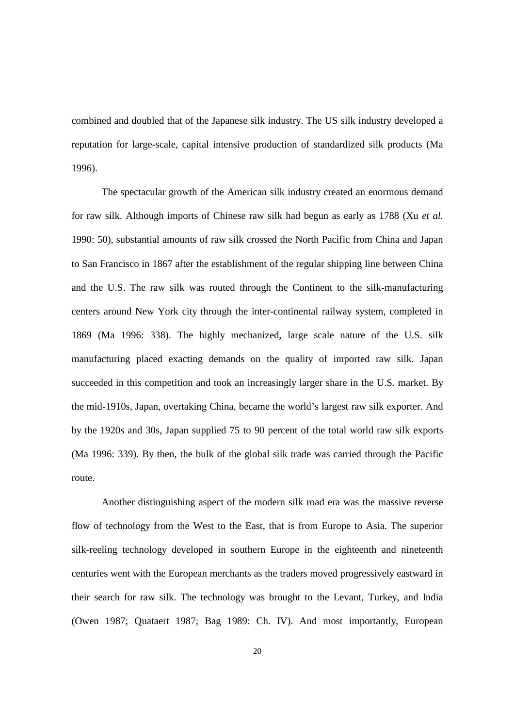combined and doubled that of the Japanese silk industry. The US silk industry developed a reputation for large-scale, capital intensive production of standardized silk products (Ma 1996).

The spectacular growth of the American silk industry created an enormous demand for raw silk. Although imports of Chinese raw silk had begun as early as 1788 (Xu *et al*. 1990: 50), substantial amounts of raw silk crossed the North Pacific from China and Japan to San Francisco in 1867 after the establishment of the regular shipping line between China and the U.S. The raw silk was routed through the Continent to the silk-manufacturing centers around New York city through the inter-continental railway system, completed in 1869 (Ma 1996: 338). The highly mechanized, large scale nature of the U.S. silk manufacturing placed exacting demands on the quality of imported raw silk. Japan succeeded in this competition and took an increasingly larger share in the U.S. market. By the mid-1910s, Japan, overtaking China, became the world's largest raw silk exporter. And by the 1920s and 30s, Japan supplied 75 to 90 percent of the total world raw silk exports (Ma 1996: 339). By then, the bulk of the global silk trade was carried through the Pacific route.

Another distinguishing aspect of the modern silk road era was the massive reverse flow of technology from the West to the East, that is from Europe to Asia. The superior silk-reeling technology developed in southern Europe in the eighteenth and nineteenth centuries went with the European merchants as the traders moved progressively eastward in their search for raw silk. The technology was brought to the Levant, Turkey, and India (Owen 1987; Quataert 1987; Bag 1989: Ch. IV). And most importantly, European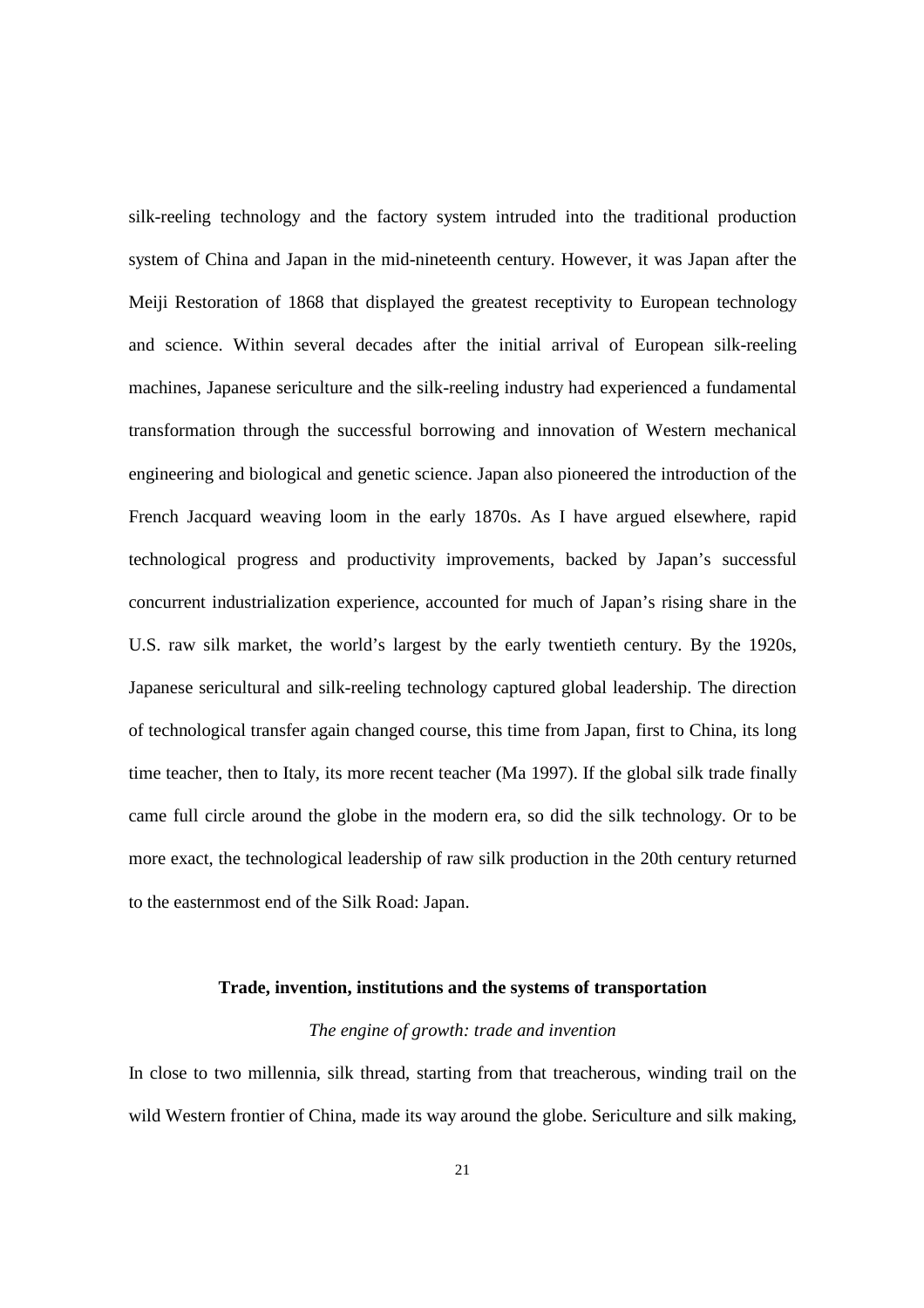silk-reeling technology and the factory system intruded into the traditional production system of China and Japan in the mid-nineteenth century. However, it was Japan after the Meiji Restoration of 1868 that displayed the greatest receptivity to European technology and science. Within several decades after the initial arrival of European silk-reeling machines, Japanese sericulture and the silk-reeling industry had experienced a fundamental transformation through the successful borrowing and innovation of Western mechanical engineering and biological and genetic science. Japan also pioneered the introduction of the French Jacquard weaving loom in the early 1870s. As I have argued elsewhere, rapid technological progress and productivity improvements, backed by Japan's successful concurrent industrialization experience, accounted for much of Japan's rising share in the U.S. raw silk market, the world's largest by the early twentieth century. By the 1920s, Japanese sericultural and silk-reeling technology captured global leadership. The direction of technological transfer again changed course, this time from Japan, first to China, its long time teacher, then to Italy, its more recent teacher (Ma 1997). If the global silk trade finally came full circle around the globe in the modern era, so did the silk technology. Or to be more exact, the technological leadership of raw silk production in the 20th century returned to the easternmost end of the Silk Road: Japan.

## Trade, invention, institutions and the systems of transportation

### *The engine of growth: trade and invention*

In close to two millennia, silk thread, starting from that treacherous, winding trail on the wild Western frontier of China, made its way around the globe. Sericulture and silk making,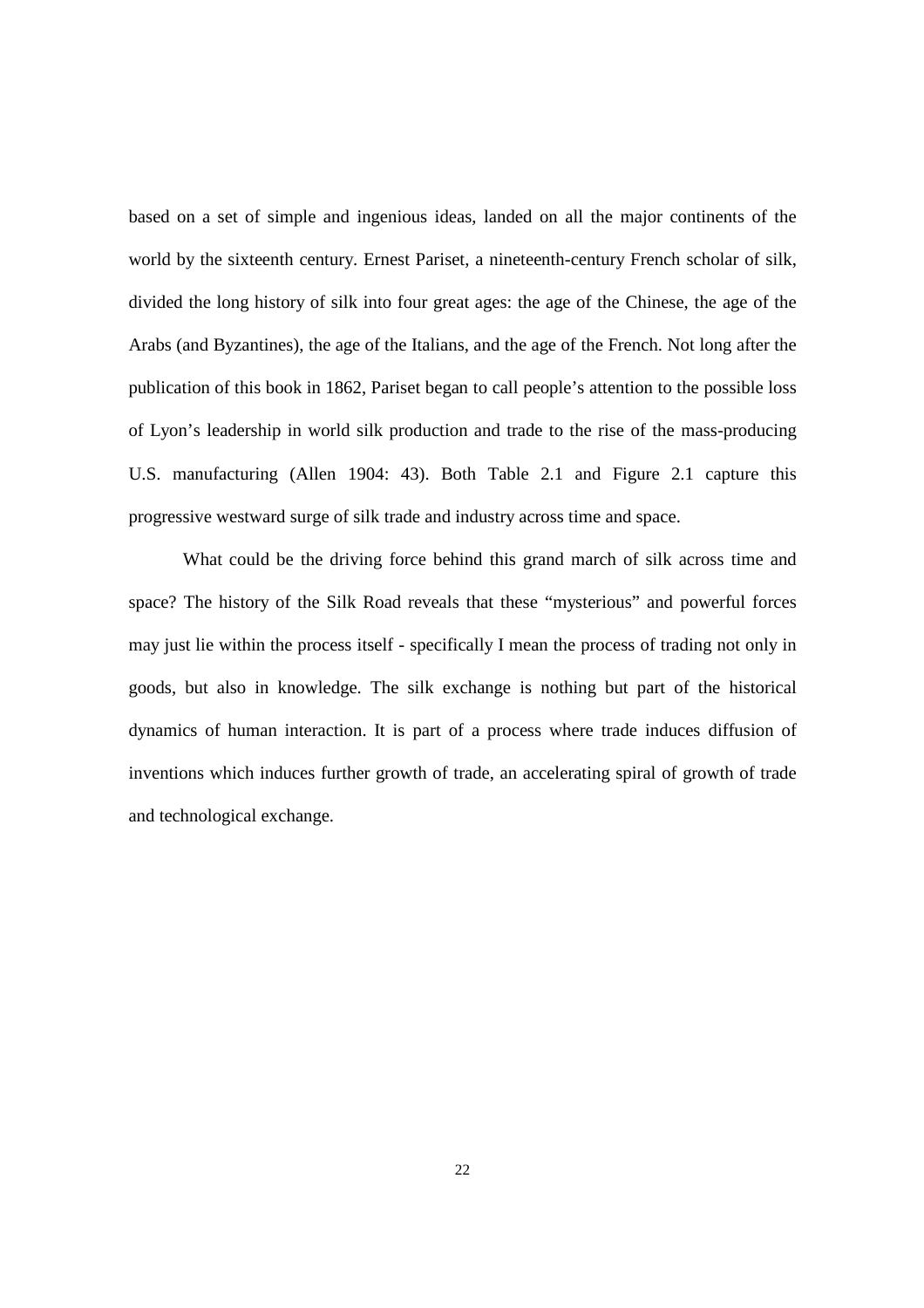based on a set of simple and ingenious ideas, landed on all the major continents of the world by the sixteenth century. Ernest Pariset, a nineteenth-century French scholar of silk, divided the long history of silk into four great ages: the age of the Chinese, the age of the Arabs (and Byzantines), the age of the Italians, and the age of the French. Not long after the publication of this book in 1862, Pariset began to call people's attention to the possible loss of Lyon's leadership in world silk production and trade to the rise of the mass-producing U.S. manufacturing (Allen 1904: 43). Both Table 2.1 and Figure 2.1 capture this progressive westward surge of silk trade and industry across time and space.

What could be the driving force behind this grand march of silk across time and space? The history of the Silk Road reveals that these "mysterious" and powerful forces may just lie within the process itself - specifically I mean the process of trading not only in goods, but also in knowledge. The silk exchange is nothing but part of the historical dynamics of human interaction. It is part of a process where trade induces diffusion of inventions which induces further growth of trade, an accelerating spiral of growth of trade and technological exchange.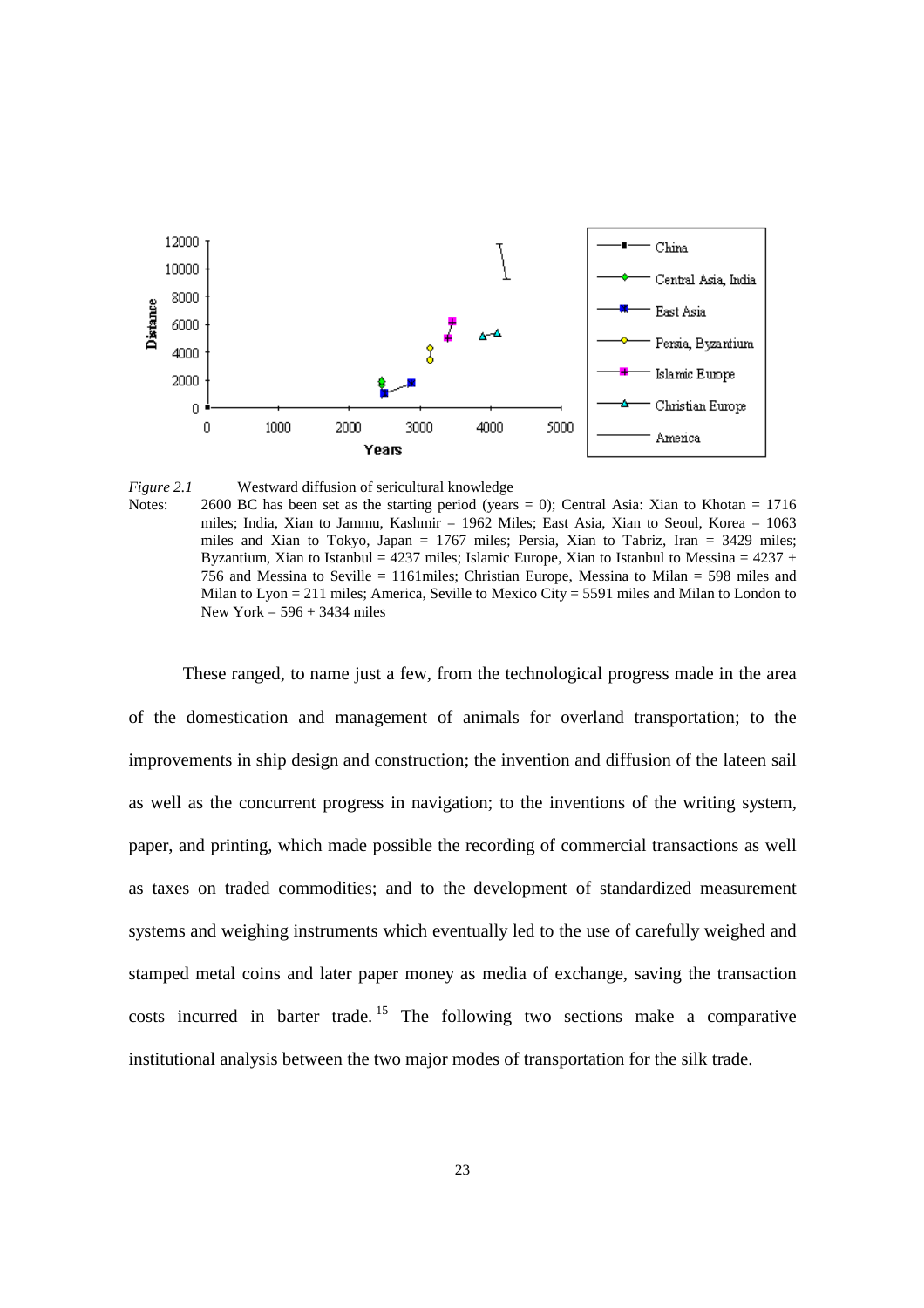*Figure 2.1* Westward diffusion of sericultural knowledge

Notes: 2600 BC has been set as the starting period (years = 0); Central Asia: Xian to Khotan = 1716 miles; India, Xian to Jammu, Kashmir = 1962 Miles; East Asia, Xian to Seoul, Korea = 1063 miles and Xian to Tokyo, Japan = 1767 miles; Persia, Xian to Tabriz, Iran = 3429 miles; Byzantium, Xian to Istanbul = 4237 miles; Islamic Europe, Xian to Istanbul to Messina = 4237 + 756 and Messina to Seville = 1161miles; Christian Europe, Messina to Milan = 598 miles and Milan to Lyon = 211 miles; America, Seville to Mexico City = 5591 miles and Milan to London to New York = 596 + 3434 miles

These ranged, to name just a few, from the technological progress made in the area of the domestication and management of animals for overland transportation; to the improvements in ship design and construction; the invention and diffusion of the lateen sail as well as the concurrent progress in navigation; to the inventions of the writing system, paper, and printing, which made possible the recording of commercial transactions as well as taxes on traded commodities; and to the development of standardized measurement systems and weighing instruments which eventually led to the use of carefully weighed and stamped metal coins and later paper money as media of exchange, saving the transaction costs incurred in barter trade.[15] The following two sections make a comparative institutional analysis between the two major modes of transportation for the silk trade.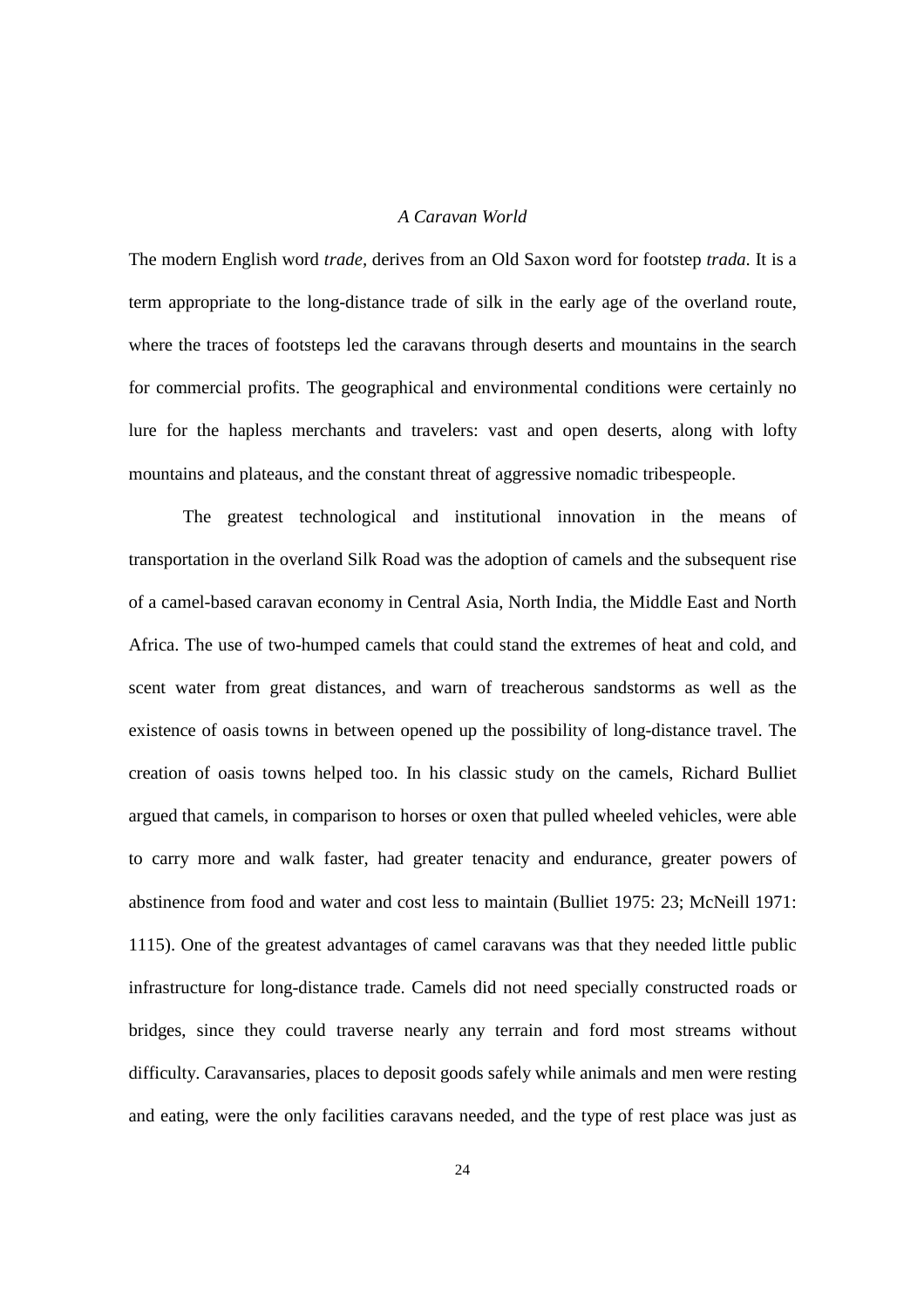*A Caravan World*

The modern English word *trade*, derives from an Old Saxon word for footstep *trada*. It is a term appropriate to the long-distance trade of silk in the early age of the overland route, where the traces of footsteps led the caravans through deserts and mountains in the search for commercial profits. The geographical and environmental conditions were certainly no lure for the hapless merchants and travelers: vast and open deserts, along with lofty mountains and plateaus, and the constant threat of aggressive nomadic tribespeople.

The greatest technological and institutional innovation in the means of transportation in the overland Silk Road was the adoption of camels and the subsequent rise of a camel-based caravan economy in Central Asia, North India, the Middle East and North Africa. The use of two-humped camels that could stand the extremes of heat and cold, and scent water from great distances, and warn of treacherous sandstorms as well as the existence of oasis towns in between opened up the possibility of long-distance travel. The creation of oasis towns helped too. In his classic study on the camels, Richard Bulliet argued that camels, in comparison to horses or oxen that pulled wheeled vehicles, were able to carry more and walk faster, had greater tenacity and endurance, greater powers of abstinence from food and water and cost less to maintain (Bulliet 1975: 23; McNeill 1971: 1115). One of the greatest advantages of camel caravans was that they needed little public infrastructure for long-distance trade. Camels did not need specially constructed roads or bridges, since they could traverse nearly any terrain and ford most streams without difficulty. Caravansaries, places to deposit goods safely while animals and men were resting and eating, were the only facilities caravans needed, and the type of rest place was just as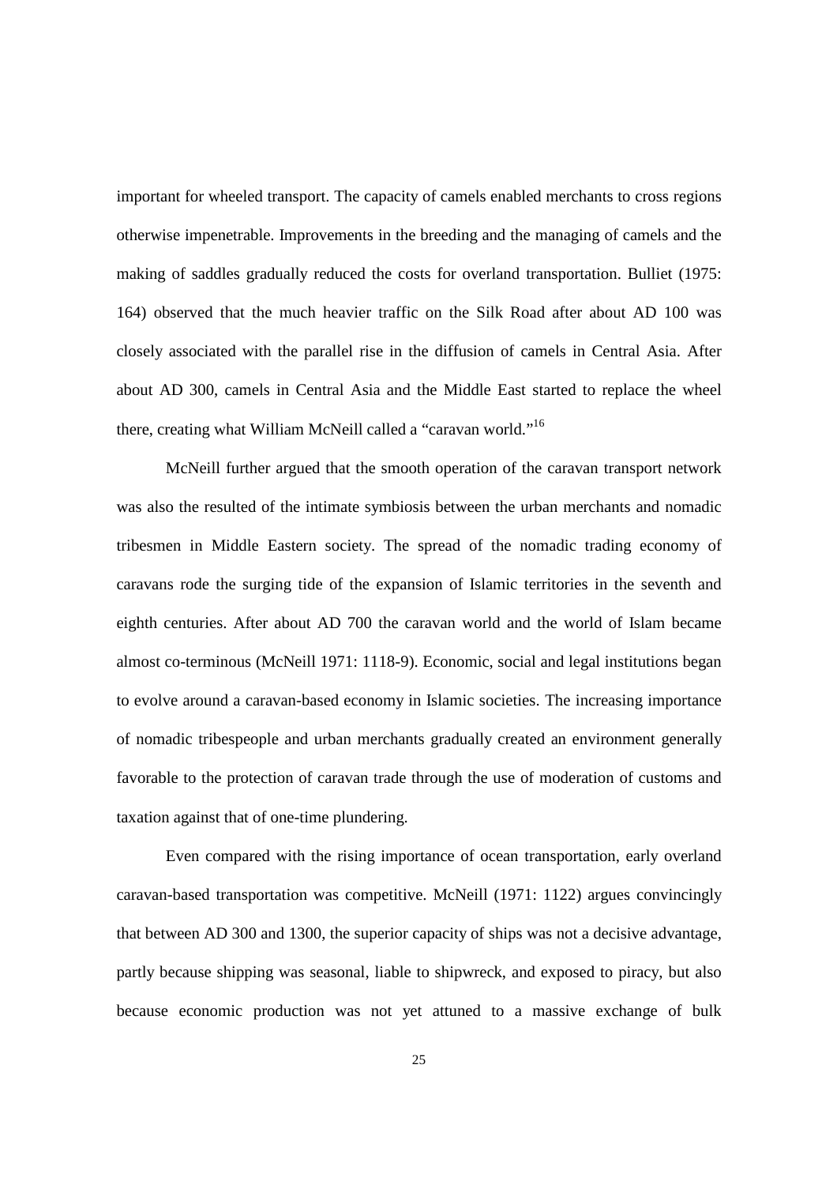important for wheeled transport. The capacity of camels enabled merchants to cross regions otherwise impenetrable. Improvements in the breeding and the managing of camels and the making of saddles gradually reduced the costs for overland transportation. Bulliet (1975: 164) observed that the much heavier traffic on the Silk Road after about AD 100 was closely associated with the parallel rise in the diffusion of camels in Central Asia. After about AD 300, camels in Central Asia and the Middle East started to replace the wheel there, creating what William McNeill called a "caravan world."[16]

McNeill further argued that the smooth operation of the caravan transport network was also the resulted of the intimate symbiosis between the urban merchants and nomadic tribesmen in Middle Eastern society. The spread of the nomadic trading economy of caravans rode the surging tide of the expansion of Islamic territories in the seventh and eighth centuries. After about AD 700 the caravan world and the world of Islam became almost co-terminous (McNeill 1971: 1118-9). Economic, social and legal institutions began to evolve around a caravan-based economy in Islamic societies. The increasing importance of nomadic tribespeople and urban merchants gradually created an environment generally favorable to the protection of caravan trade through the use of moderation of customs and taxation against that of one-time plundering.

Even compared with the rising importance of ocean transportation, early overland caravan-based transportation was competitive. McNeill (1971: 1122) argues convincingly that between AD 300 and 1300, the superior capacity of ships was not a decisive advantage, partly because shipping was seasonal, liable to shipwreck, and exposed to piracy, but also because economic production was not yet attuned to a massive exchange of bulk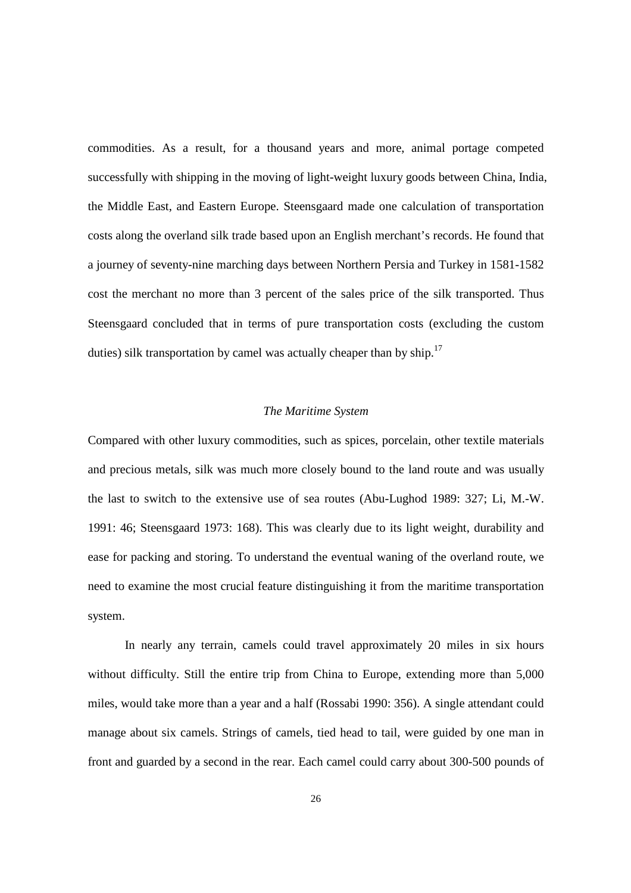commodities. As a result, for a thousand years and more, animal portage competed successfully with shipping in the moving of light-weight luxury goods between China, India, the Middle East, and Eastern Europe. Steensgaard made one calculation of transportation costs along the overland silk trade based upon an English merchant's records. He found that a journey of seventy-nine marching days between Northern Persia and Turkey in 1581-1582 cost the merchant no more than 3 percent of the sales price of the silk transported. Thus Steensgaard concluded that in terms of pure transportation costs (excluding the custom duties) silk transportation by camel was actually cheaper than by ship.[17]

### *The Maritime System*

Compared with other luxury commodities, such as spices, porcelain, other textile materials and precious metals, silk was much more closely bound to the land route and was usually the last to switch to the extensive use of sea routes (Abu-Lughod 1989: 327; Li, M.-W. 1991: 46; Steensgaard 1973: 168). This was clearly due to its light weight, durability and ease for packing and storing. To understand the eventual waning of the overland route, we need to examine the most crucial feature distinguishing it from the maritime transportation system.

In nearly any terrain, camels could travel approximately 20 miles in six hours without difficulty. Still the entire trip from China to Europe, extending more than 5,000 miles, would take more than a year and a half (Rossabi 1990: 356). A single attendant could manage about six camels. Strings of camels, tied head to tail, were guided by one man in front and guarded by a second in the rear. Each camel could carry about 300-500 pounds of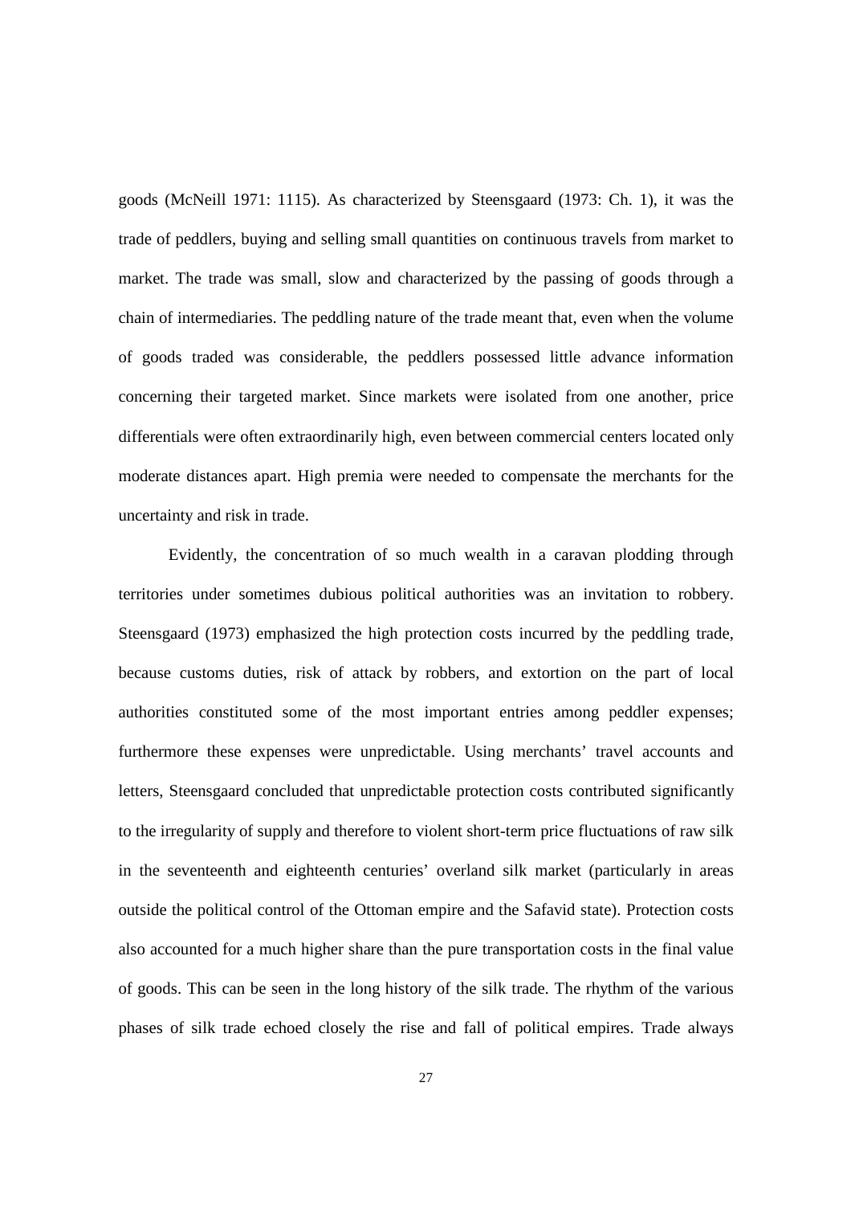goods (McNeill 1971: 1115). As characterized by Steensgaard (1973: Ch. 1), it was the trade of peddlers, buying and selling small quantities on continuous travels from market to market. The trade was small, slow and characterized by the passing of goods through a chain of intermediaries. The peddling nature of the trade meant that, even when the volume of goods traded was considerable, the peddlers possessed little advance information concerning their targeted market. Since markets were isolated from one another, price differentials were often extraordinarily high, even between commercial centers located only moderate distances apart. High premia were needed to compensate the merchants for the uncertainty and risk in trade.

Evidently, the concentration of so much wealth in a caravan plodding through territories under sometimes dubious political authorities was an invitation to robbery. Steensgaard (1973) emphasized the high protection costs incurred by the peddling trade, because customs duties, risk of attack by robbers, and extortion on the part of local authorities constituted some of the most important entries among peddler expenses; furthermore these expenses were unpredictable. Using merchants' travel accounts and letters, Steensgaard concluded that unpredictable protection costs contributed significantly to the irregularity of supply and therefore to violent short-term price fluctuations of raw silk in the seventeenth and eighteenth centuries' overland silk market (particularly in areas outside the political control of the Ottoman empire and the Safavid state). Protection costs also accounted for a much higher share than the pure transportation costs in the final value of goods. This can be seen in the long history of the silk trade. The rhythm of the various phases of silk trade echoed closely the rise and fall of political empires. Trade always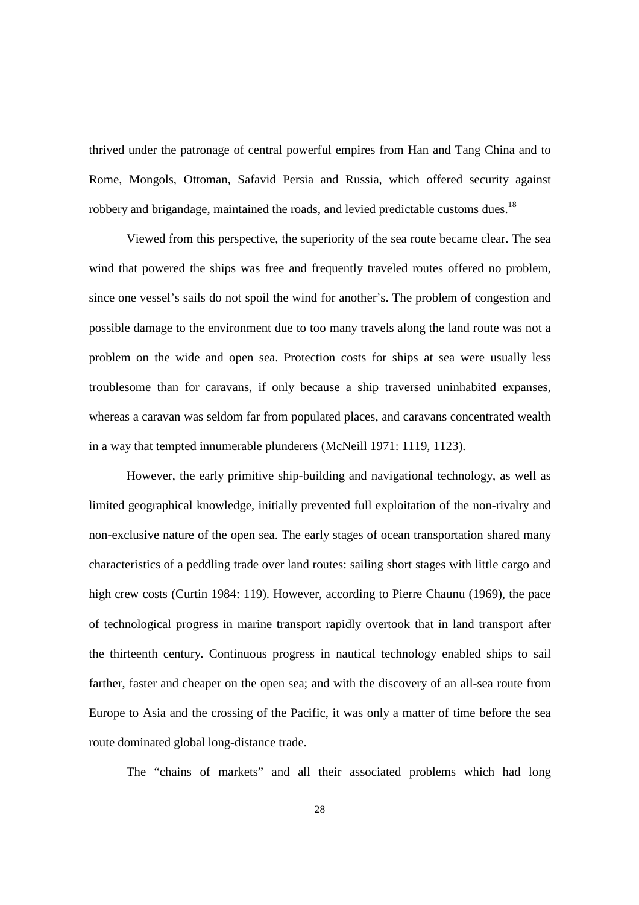thrived under the patronage of central powerful empires from Han and Tang China and to Rome, Mongols, Ottoman, Safavid Persia and Russia, which offered security against robbery and brigandage, maintained the roads, and levied predictable customs dues.[18]

Viewed from this perspective, the superiority of the sea route became clear. The sea wind that powered the ships was free and frequently traveled routes offered no problem, since one vessel's sails do not spoil the wind for another's. The problem of congestion and possible damage to the environment due to too many travels along the land route was not a problem on the wide and open sea. Protection costs for ships at sea were usually less troublesome than for caravans, if only because a ship traversed uninhabited expanses, whereas a caravan was seldom far from populated places, and caravans concentrated wealth in a way that tempted innumerable plunderers (McNeill 1971: 1119, 1123).

However, the early primitive ship-building and navigational technology, as well as limited geographical knowledge, initially prevented full exploitation of the non-rivalry and non-exclusive nature of the open sea. The early stages of ocean transportation shared many characteristics of a peddling trade over land routes: sailing short stages with little cargo and high crew costs (Curtin 1984: 119). However, according to Pierre Chaunu (1969), the pace of technological progress in marine transport rapidly overtook that in land transport after the thirteenth century. Continuous progress in nautical technology enabled ships to sail farther, faster and cheaper on the open sea; and with the discovery of an all-sea route from Europe to Asia and the crossing of the Pacific, it was only a matter of time before the sea route dominated global long-distance trade.

The "chains of markets" and all their associated problems which had long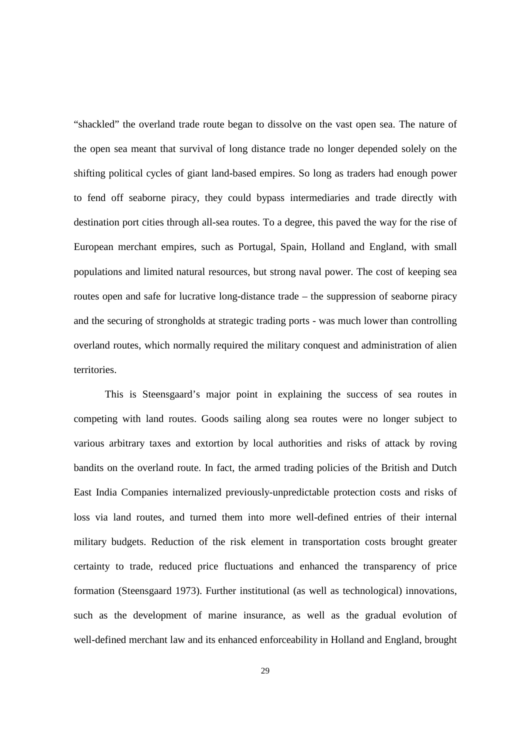"shackled" the overland trade route began to dissolve on the vast open sea. The nature of the open sea meant that survival of long distance trade no longer depended solely on the shifting political cycles of giant land-based empires. So long as traders had enough power to fend off seaborne piracy, they could bypass intermediaries and trade directly with destination port cities through all-sea routes. To a degree, this paved the way for the rise of European merchant empires, such as Portugal, Spain, Holland and England, with small populations and limited natural resources, but strong naval power. The cost of keeping sea routes open and safe for lucrative long-distance trade – the suppression of seaborne piracy and the securing of strongholds at strategic trading ports - was much lower than controlling overland routes, which normally required the military conquest and administration of alien territories.

This is Steensgaard's major point in explaining the success of sea routes in competing with land routes. Goods sailing along sea routes were no longer subject to various arbitrary taxes and extortion by local authorities and risks of attack by roving bandits on the overland route. In fact, the armed trading policies of the British and Dutch East India Companies internalized previously-unpredictable protection costs and risks of loss via land routes, and turned them into more well-defined entries of their internal military budgets. Reduction of the risk element in transportation costs brought greater certainty to trade, reduced price fluctuations and enhanced the transparency of price formation (Steensgaard 1973). Further institutional (as well as technological) innovations, such as the development of marine insurance, as well as the gradual evolution of well-defined merchant law and its enhanced enforceability in Holland and England, brought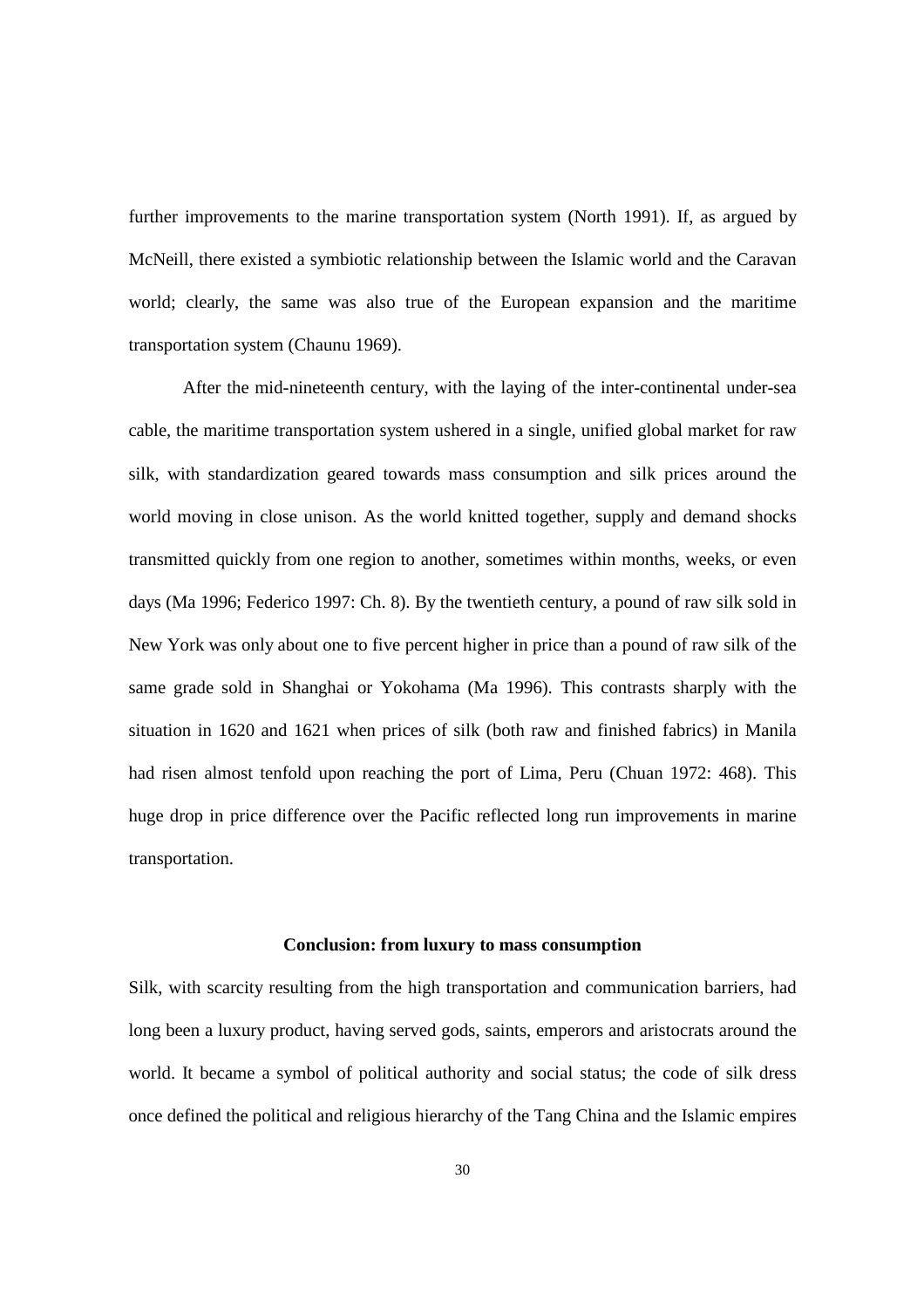further improvements to the marine transportation system (North 1991). If, as argued by McNeill, there existed a symbiotic relationship between the Islamic world and the Caravan world; clearly, the same was also true of the European expansion and the maritime transportation system (Chaunu 1969).

After the mid-nineteenth century, with the laying of the inter-continental under-sea cable, the maritime transportation system ushered in a single, unified global market for raw silk, with standardization geared towards mass consumption and silk prices around the world moving in close unison. As the world knitted together, supply and demand shocks transmitted quickly from one region to another, sometimes within months, weeks, or even days (Ma 1996; Federico 1997: Ch. 8). By the twentieth century, a pound of raw silk sold in New York was only about one to five percent higher in price than a pound of raw silk of the same grade sold in Shanghai or Yokohama (Ma 1996). This contrasts sharply with the situation in 1620 and 1621 when prices of silk (both raw and finished fabrics) in Manila had risen almost tenfold upon reaching the port of Lima, Peru (Chuan 1972: 468). This huge drop in price difference over the Pacific reflected long run improvements in marine transportation.

## Conclusion: from luxury to mass consumption

Silk, with scarcity resulting from the high transportation and communication barriers, had long been a luxury product, having served gods, saints, emperors and aristocrats around the world. It became a symbol of political authority and social status; the code of silk dress once defined the political and religious hierarchy of the Tang China and the Islamic empires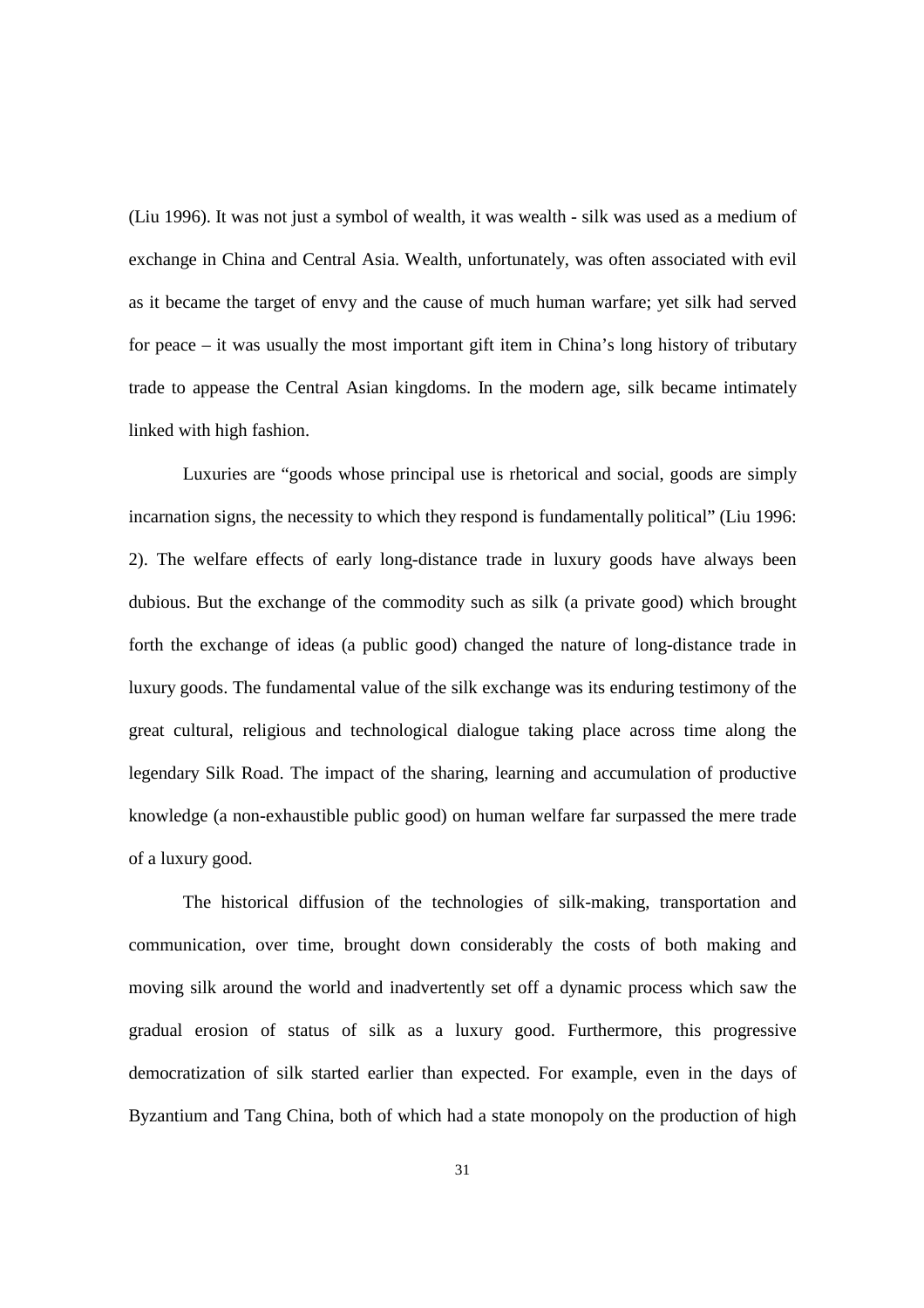(Liu 1996). It was not just a symbol of wealth, it was wealth - silk was used as a medium of exchange in China and Central Asia. Wealth, unfortunately, was often associated with evil as it became the target of envy and the cause of much human warfare; yet silk had served for peace – it was usually the most important gift item in China's long history of tributary trade to appease the Central Asian kingdoms. In the modern age, silk became intimately linked with high fashion.

Luxuries are "goods whose principal use is rhetorical and social, goods are simply incarnation signs, the necessity to which they respond is fundamentally political" (Liu 1996: 2). The welfare effects of early long-distance trade in luxury goods have always been dubious. But the exchange of the commodity such as silk (a private good) which brought forth the exchange of ideas (a public good) changed the nature of long-distance trade in luxury goods. The fundamental value of the silk exchange was its enduring testimony of the great cultural, religious and technological dialogue taking place across time along the legendary Silk Road. The impact of the sharing, learning and accumulation of productive knowledge (a non-exhaustible public good) on human welfare far surpassed the mere trade of a luxury good.

The historical diffusion of the technologies of silk-making, transportation and communication, over time, brought down considerably the costs of both making and moving silk around the world and inadvertently set off a dynamic process which saw the gradual erosion of status of silk as a luxury good. Furthermore, this progressive democratization of silk started earlier than expected. For example, even in the days of Byzantium and Tang China, both of which had a state monopoly on the production of high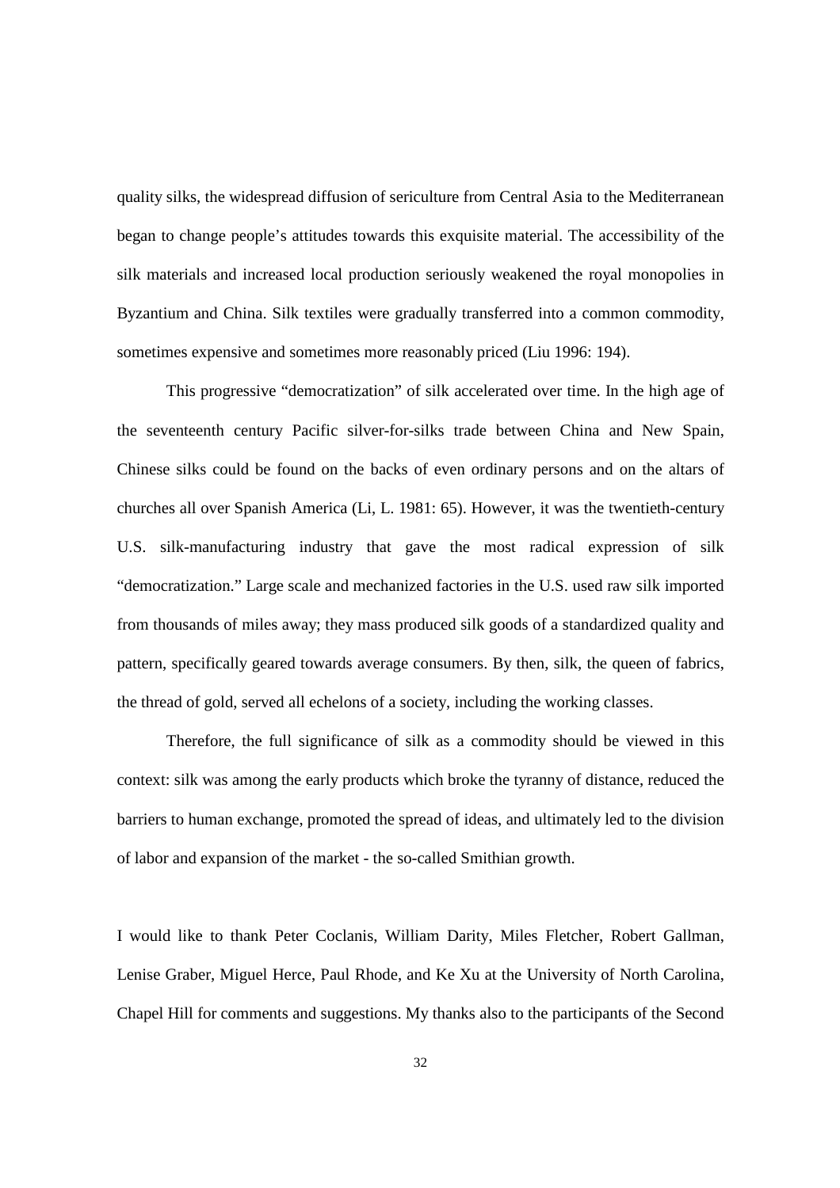quality silks, the widespread diffusion of sericulture from Central Asia to the Mediterranean began to change people's attitudes towards this exquisite material. The accessibility of the silk materials and increased local production seriously weakened the royal monopolies in Byzantium and China. Silk textiles were gradually transferred into a common commodity, sometimes expensive and sometimes more reasonably priced (Liu 1996: 194).

This progressive "democratization" of silk accelerated over time. In the high age of the seventeenth century Pacific silver-for-silks trade between China and New Spain, Chinese silks could be found on the backs of even ordinary persons and on the altars of churches all over Spanish America (Li, L. 1981: 65). However, it was the twentieth-century U.S. silk-manufacturing industry that gave the most radical expression of silk "democratization." Large scale and mechanized factories in the U.S. used raw silk imported from thousands of miles away; they mass produced silk goods of a standardized quality and pattern, specifically geared towards average consumers. By then, silk, the queen of fabrics, the thread of gold, served all echelons of a society, including the working classes.

Therefore, the full significance of silk as a commodity should be viewed in this context: silk was among the early products which broke the tyranny of distance, reduced the barriers to human exchange, promoted the spread of ideas, and ultimately led to the division of labor and expansion of the market - the so-called Smithian growth.

I would like to thank Peter Coclanis, William Darity, Miles Fletcher, Robert Gallman, Lenise Graber, Miguel Herce, Paul Rhode, and Ke Xu at the University of North Carolina, Chapel Hill for comments and suggestions. My thanks also to the participants of the Second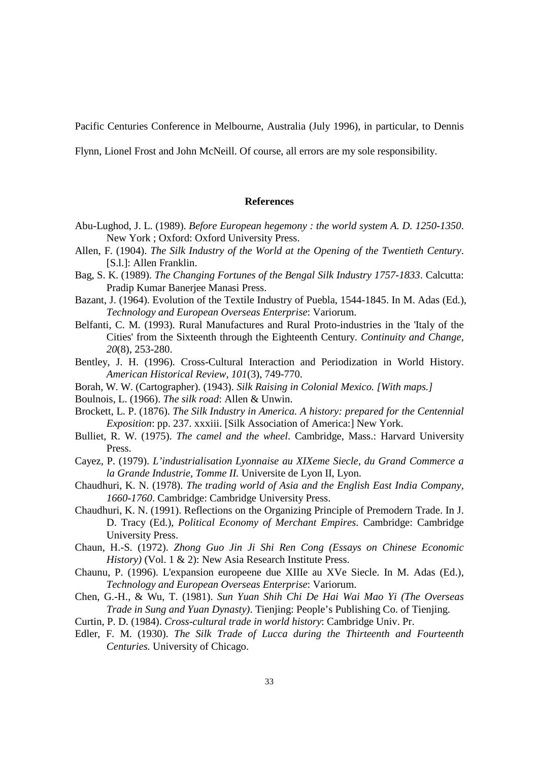Pacific Centuries Conference in Melbourne, Australia (July 1996), in particular, to Dennis Flynn, Lionel Frost and John McNeill. Of course, all errors are my sole responsibility.

## References

Abu-Lughod, J. L. (1989). *Before European hegemony : the world system A. D. 1250-1350*. New York ; Oxford: Oxford University Press.

Allen, F. (1904). *The Silk Industry of the World at the Opening of the Twentieth Century*. [S.l.]: Allen Franklin.

Bag, S. K. (1989). *The Changing Fortunes of the Bengal Silk Industry 1757-1833*. Calcutta: Pradip Kumar Banerjee Manasi Press.

Bazant, J. (1964). Evolution of the Textile Industry of Puebla, 1544-1845. In M. Adas (Ed.), *Technology and European Overseas Enterprise*: Variorum.

Belfanti, C. M. (1993). Rural Manufactures and Rural Proto-industries in the 'Italy of the Cities' from the Sixteenth through the Eighteenth Century. *Continuity and Change, 20*(8), 253-280.

Bentley, J. H. (1996). Cross-Cultural Interaction and Periodization in World History. *American Historical Review, 101*(3), 749-770.

Borah, W. W. (Cartographer). (1943). *Silk Raising in Colonial Mexico. [With maps.]*

Boulnois, L. (1966). *The silk road*: Allen & Unwin.

Brockett, L. P. (1876). *The Silk Industry in America. A history: prepared for the Centennial Exposition*: pp. 237. xxxiii. [Silk Association of America:] New York.

Bulliet, R. W. (1975). *The camel and the wheel*. Cambridge, Mass.: Harvard University Press.

Cayez, P. (1979). *L'industrialisation Lyonnaise au XIXeme Siecle, du Grand Commerce a la Grande Industrie, Tomme II.* Universite de Lyon II, Lyon.

Chaudhuri, K. N. (1978). *The trading world of Asia and the English East India Company, 1660-1760*. Cambridge: Cambridge University Press.

Chaudhuri, K. N. (1991). Reflections on the Organizing Principle of Premodern Trade. In J. D. Tracy (Ed.), *Political Economy of Merchant Empires*. Cambridge: Cambridge University Press.

Chaun, H.-S. (1972). *Zhong Guo Jin Ji Shi Ren Cong (Essays on Chinese Economic History)* (Vol. 1 & 2): New Asia Research Institute Press.

Chaunu, P. (1996). L'expansion europeene due XIIIe au XVe Siecle. In M. Adas (Ed.), *Technology and European Overseas Enterprise*: Variorum.

Chen, G.-H., & Wu, T. (1981). *Sun Yuan Shih Chi De Hai Wai Mao Yi (The Overseas Trade in Sung and Yuan Dynasty)*. Tienjing: People's Publishing Co. of Tienjing.

Curtin, P. D. (1984). *Cross-cultural trade in world history*: Cambridge Univ. Pr.

Edler, F. M. (1930). *The Silk Trade of Lucca during the Thirteenth and Fourteenth Centuries.* University of Chicago.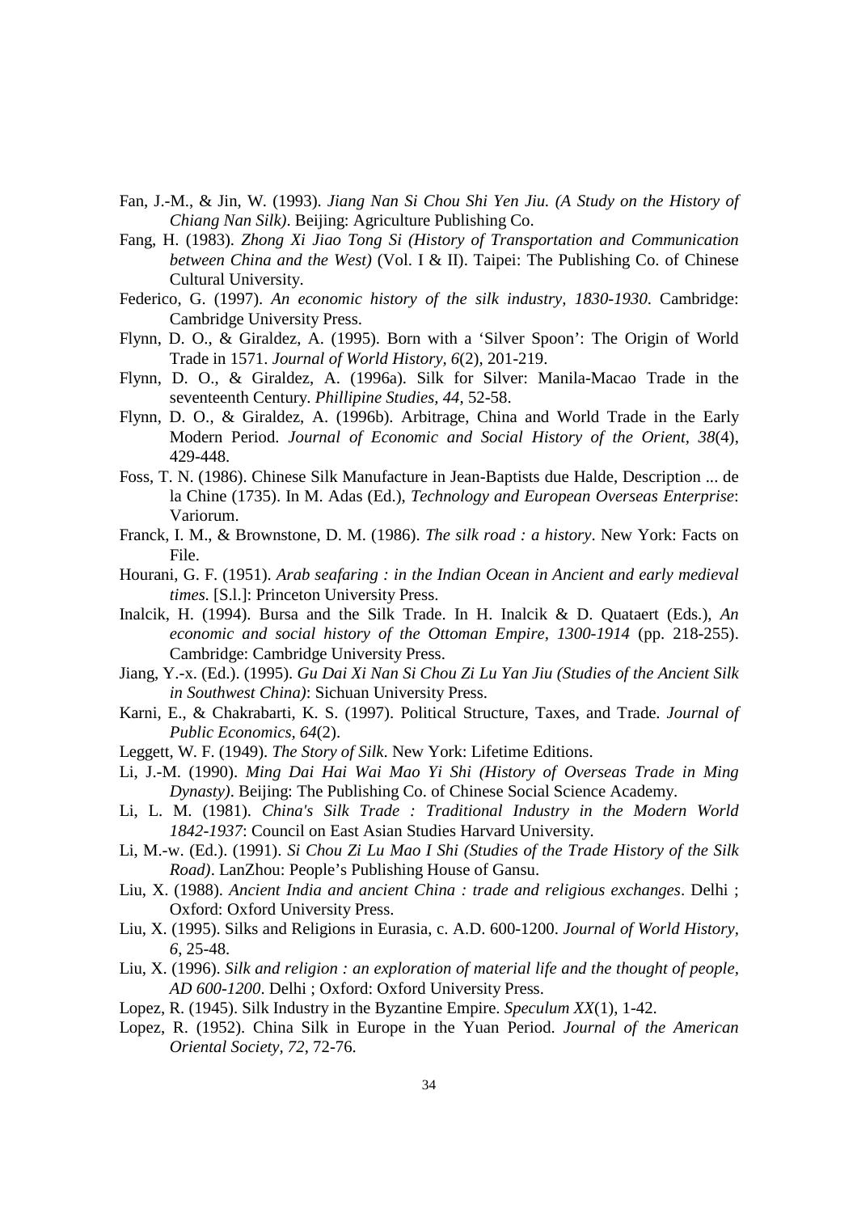Fan, J.-M., & Jin, W. (1993). *Jiang Nan Si Chou Shi Yen Jiu. (A Study on the History of Chiang Nan Silk)*. Beijing: Agriculture Publishing Co.

Fang, H. (1983). *Zhong Xi Jiao Tong Si (History of Transportation and Communication between China and the West)* (Vol. I & II). Taipei: The Publishing Co. of Chinese Cultural University.

Federico, G. (1997). *An economic history of the silk industry, 1830-1930*. Cambridge: Cambridge University Press.

Flynn, D. O., & Giraldez, A. (1995). Born with a 'Silver Spoon': The Origin of World Trade in 1571. *Journal of World History, 6*(2), 201-219.

Flynn, D. O., & Giraldez, A. (1996a). Silk for Silver: Manila-Macao Trade in the seventeenth Century. *Phillipine Studies, 44*, 52-58.

Flynn, D. O., & Giraldez, A. (1996b). Arbitrage, China and World Trade in the Early Modern Period. *Journal of Economic and Social History of the Orient, 38*(4), 429-448.

Foss, T. N. (1986). Chinese Silk Manufacture in Jean-Baptists due Halde, Description ... de la Chine (1735). In M. Adas (Ed.), *Technology and European Overseas Enterprise*: Variorum.

Franck, I. M., & Brownstone, D. M. (1986). *The silk road : a history*. New York: Facts on File.

Hourani, G. F. (1951). *Arab seafaring : in the Indian Ocean in Ancient and early medieval times*. [S.l.]: Princeton University Press.

Inalcik, H. (1994). Bursa and the Silk Trade. In H. Inalcik & D. Quataert (Eds.), *An economic and social history of the Ottoman Empire, 1300-1914* (pp. 218-255). Cambridge: Cambridge University Press.

Jiang, Y.-x. (Ed.). (1995). *Gu Dai Xi Nan Si Chou Zi Lu Yan Jiu (Studies of the Ancient Silk in Southwest China)*: Sichuan University Press.

Karni, E., & Chakrabarti, K. S. (1997). Political Structure, Taxes, and Trade. *Journal of Public Economics, 64*(2).

Leggett, W. F. (1949). *The Story of Silk*. New York: Lifetime Editions.

Li, J.-M. (1990). *Ming Dai Hai Wai Mao Yi Shi (History of Overseas Trade in Ming Dynasty)*. Beijing: The Publishing Co. of Chinese Social Science Academy.

Li, L. M. (1981). *China's Silk Trade : Traditional Industry in the Modern World 1842-1937*: Council on East Asian Studies Harvard University.

Li, M.-w. (Ed.). (1991). *Si Chou Zi Lu Mao I Shi (Studies of the Trade History of the Silk Road)*. LanZhou: People's Publishing House of Gansu.

Liu, X. (1988). *Ancient India and ancient China : trade and religious exchanges*. Delhi ; Oxford: Oxford University Press.

Liu, X. (1995). Silks and Religions in Eurasia, c. A.D. 600-1200. *Journal of World History, 6*, 25-48.

Liu, X. (1996). *Silk and religion : an exploration of material life and the thought of people, AD 600-1200*. Delhi ; Oxford: Oxford University Press.

Lopez, R. (1945). Silk Industry in the Byzantine Empire. *Speculum XX*(1), 1-42.

Lopez, R. (1952). China Silk in Europe in the Yuan Period. *Journal of the American Oriental Society, 72*, 72-76.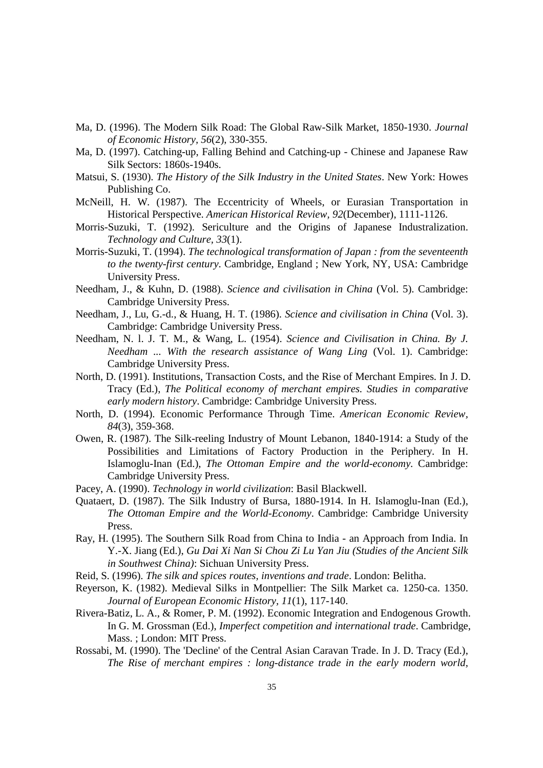Ma, D. (1996). The Modern Silk Road: The Global Raw-Silk Market, 1850-1930. *Journal of Economic History, 56*(2), 330-355.

Ma, D. (1997). Catching-up, Falling Behind and Catching-up - Chinese and Japanese Raw Silk Sectors: 1860s-1940s.

Matsui, S. (1930). *The History of the Silk Industry in the United States*. New York: Howes Publishing Co.

McNeill, H. W. (1987). The Eccentricity of Wheels, or Eurasian Transportation in Historical Perspective. *American Historical Review, 92*(December), 1111-1126.

Morris-Suzuki, T. (1992). Sericulture and the Origins of Japanese Industralization. *Technology and Culture, 33*(1).

Morris-Suzuki, T. (1994). *The technological transformation of Japan : from the seventeenth to the twenty-first century*. Cambridge, England ; New York, NY, USA: Cambridge University Press.

Needham, J., & Kuhn, D. (1988). *Science and civilisation in China* (Vol. 5). Cambridge: Cambridge University Press.

Needham, J., Lu, G.-d., & Huang, H. T. (1986). *Science and civilisation in China* (Vol. 3). Cambridge: Cambridge University Press.

Needham, N. l. J. T. M., & Wang, L. (1954). *Science and Civilisation in China. By J. Needham ... With the research assistance of Wang Ling* (Vol. 1). Cambridge: Cambridge University Press.

North, D. (1991). Institutions, Transaction Costs, and the Rise of Merchant Empires. In J. D. Tracy (Ed.), *The Political economy of merchant empires. Studies in comparative early modern history*. Cambridge: Cambridge University Press.

North, D. (1994). Economic Performance Through Time. *American Economic Review, 84*(3), 359-368.

Owen, R. (1987). The Silk-reeling Industry of Mount Lebanon, 1840-1914: a Study of the Possibilities and Limitations of Factory Production in the Periphery. In H. Islamoglu-Inan (Ed.), *The Ottoman Empire and the world-economy*. Cambridge: Cambridge University Press.

Pacey, A. (1990). *Technology in world civilization*: Basil Blackwell.

Quataert, D. (1987). The Silk Industry of Bursa, 1880-1914. In H. Islamoglu-Inan (Ed.), *The Ottoman Empire and the World-Economy*. Cambridge: Cambridge University Press.

Ray, H. (1995). The Southern Silk Road from China to India - an Approach from India. In Y.-X. Jiang (Ed.), *Gu Dai Xi Nan Si Chou Zi Lu Yan Jiu (Studies of the Ancient Silk in Southwest China)*: Sichuan University Press.

Reid, S. (1996). *The silk and spices routes, inventions and trade*. London: Belitha.

Reyerson, K. (1982). Medieval Silks in Montpellier: The Silk Market ca. 1250-ca. 1350. *Journal of European Economic History, 11*(1), 117-140.

Rivera-Batiz, L. A., & Romer, P. M. (1992). Economic Integration and Endogenous Growth. In G. M. Grossman (Ed.), *Imperfect competition and international trade*. Cambridge, Mass. ; London: MIT Press.

Rossabi, M. (1990). The 'Decline' of the Central Asian Caravan Trade. In J. D. Tracy (Ed.), *The Rise of merchant empires : long-distance trade in the early modern world,*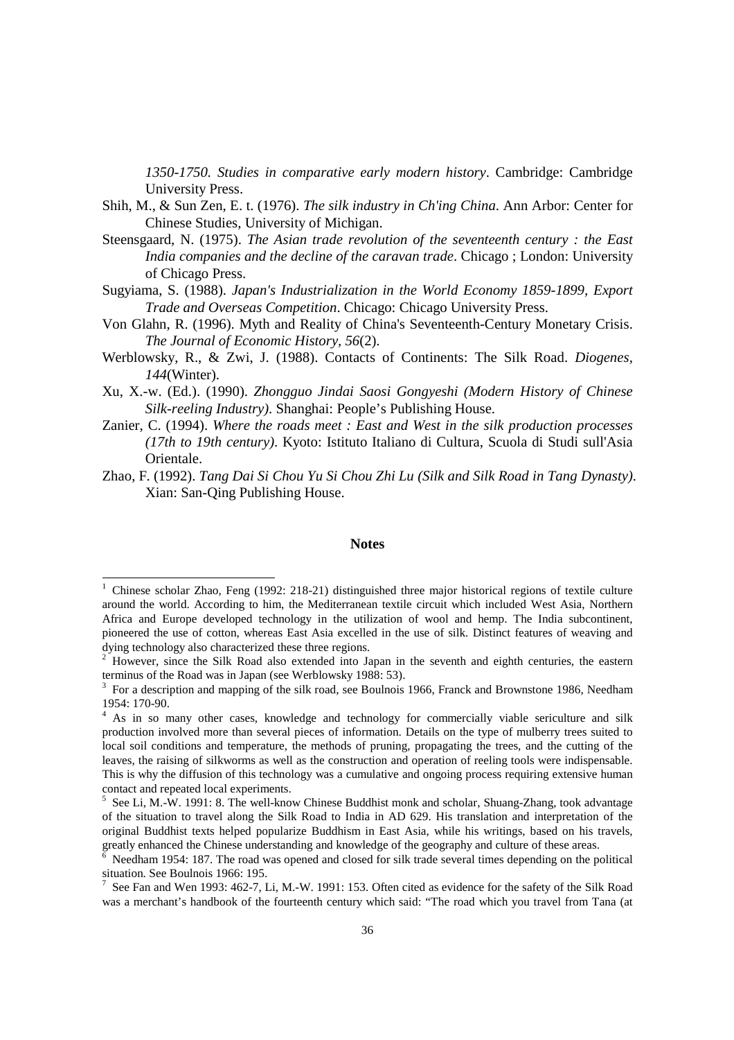*1350-1750. Studies in comparative early modern history*. Cambridge: Cambridge University Press.

Shih, M., & Sun Zen, E. t. (1976). *The silk industry in Ch'ing China*. Ann Arbor: Center for Chinese Studies, University of Michigan.

Steensgaard, N. (1975). *The Asian trade revolution of the seventeenth century : the East India companies and the decline of the caravan trade*. Chicago ; London: University of Chicago Press.

Sugyiama, S. (1988). *Japan's Industrialization in the World Economy 1859-1899, Export Trade and Overseas Competition*. Chicago: Chicago University Press.

Von Glahn, R. (1996). Myth and Reality of China's Seventeenth-Century Monetary Crisis. *The Journal of Economic History, 56*(2).

Werblowsky, R., & Zwi, J. (1988). Contacts of Continents: The Silk Road. *Diogenes, 144*(Winter).

Xu, X.-w. (Ed.). (1990). *Zhongguo Jindai Saosi Gongyeshi (Modern History of Chinese Silk-reeling Industry)*. Shanghai: People's Publishing House.

Zanier, C. (1994). *Where the roads meet : East and West in the silk production processes (17th to 19th century)*. Kyoto: Istituto Italiano di Cultura, Scuola di Studi sull'Asia Orientale.

Zhao, F. (1992). *Tang Dai Si Chou Yu Si Chou Zhi Lu (Silk and Silk Road in Tang Dynasty)*. Xian: San-Qing Publishing House.

## Notes

[1] Chinese scholar Zhao, Feng (1992: 218-21) distinguished three major historical regions of textile culture around the world. According to him, the Mediterranean textile circuit which included West Asia, Northern Africa and Europe developed technology in the utilization of wool and hemp. The India subcontinent, pioneered the use of cotton, whereas East Asia excelled in the use of silk. Distinct features of weaving and dying technology also characterized these three regions.

[2] However, since the Silk Road also extended into Japan in the seventh and eighth centuries, the eastern terminus of the Road was in Japan (see Werblowsky 1988: 53).

[3] For a description and mapping of the silk road, see Boulnois 1966, Franck and Brownstone 1986, Needham 1954: 170-90.

[4] As in so many other cases, knowledge and technology for commercially viable sericulture and silk production involved more than several pieces of information. Details on the type of mulberry trees suited to local soil conditions and temperature, the methods of pruning, propagating the trees, and the cutting of the leaves, the raising of silkworms as well as the construction and operation of reeling tools were indispensable. This is why the diffusion of this technology was a cumulative and ongoing process requiring extensive human contact and repeated local experiments.

[5] See Li, M.-W. 1991: 8. The well-know Chinese Buddhist monk and scholar, Shuang-Zhang, took advantage of the situation to travel along the Silk Road to India in AD 629. His translation and interpretation of the original Buddhist texts helped popularize Buddhism in East Asia, while his writings, based on his travels, greatly enhanced the Chinese understanding and knowledge of the geography and culture of these areas.

[6] Needham 1954: 187. The road was opened and closed for silk trade several times depending on the political situation. See Boulnois 1966: 195.

[7] See Fan and Wen 1993: 462-7, Li, M.-W. 1991: 153. Often cited as evidence for the safety of the Silk Road was a merchant's handbook of the fourteenth century which said: "The road which you travel from Tana (at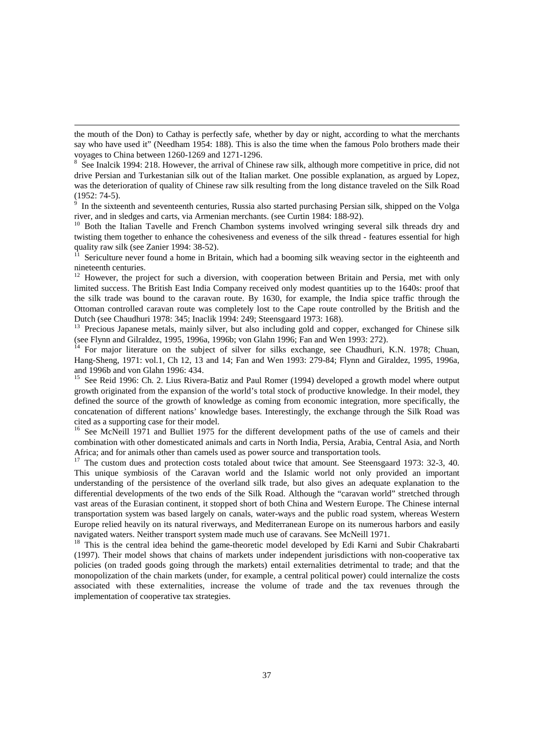the mouth of the Don) to Cathay is perfectly safe, whether by day or night, according to what the merchants say who have used it" (Needham 1954: 188). This is also the time when the famous Polo brothers made their voyages to China between 1260-1269 and 1271-1296.

[8] See Inalcik 1994: 218. However, the arrival of Chinese raw silk, although more competitive in price, did not drive Persian and Turkestanian silk out of the Italian market. One possible explanation, as argued by Lopez, was the deterioration of quality of Chinese raw silk resulting from the long distance traveled on the Silk Road (1952: 74-5).

[9] In the sixteenth and seventeenth centuries, Russia also started purchasing Persian silk, shipped on the Volga river, and in sledges and carts, via Armenian merchants. (see Curtin 1984: 188-92).

[10] Both the Italian Tavelle and French Chambon systems involved wringing several silk threads dry and twisting them together to enhance the cohesiveness and eveness of the silk thread - features essential for high quality raw silk (see Zanier 1994: 38-52).

[11] Sericulture never found a home in Britain, which had a booming silk weaving sector in the eighteenth and nineteenth centuries.

[12] However, the project for such a diversion, with cooperation between Britain and Persia, met with only limited success. The British East India Company received only modest quantities up to the 1640s: proof that the silk trade was bound to the caravan route. By 1630, for example, the India spice traffic through the Ottoman controlled caravan route was completely lost to the Cape route controlled by the British and the Dutch (see Chaudhuri 1978: 345; Inaclik 1994: 249; Steensgaard 1973: 168).

[13] Precious Japanese metals, mainly silver, but also including gold and copper, exchanged for Chinese silk (see Flynn and Gilraldez, 1995, 1996a, 1996b; von Glahn 1996; Fan and Wen 1993: 272).

[14] For major literature on the subject of silver for silks exchange, see Chaudhuri, K.N. 1978; Chuan, Hang-Sheng, 1971: vol.1, Ch 12, 13 and 14; Fan and Wen 1993: 279-84; Flynn and Giraldez, 1995, 1996a, and 1996b and von Glahn 1996: 434.

[15] See Reid 1996: Ch. 2. Lius Rivera-Batiz and Paul Romer (1994) developed a growth model where output growth originated from the expansion of the world's total stock of productive knowledge. In their model, they defined the source of the growth of knowledge as coming from economic integration, more specifically, the concatenation of different nations' knowledge bases. Interestingly, the exchange through the Silk Road was cited as a supporting case for their model.

[16] See McNeill 1971 and Bulliet 1975 for the different development paths of the use of camels and their combination with other domesticated animals and carts in North India, Persia, Arabia, Central Asia, and North Africa; and for animals other than camels used as power source and transportation tools.

[17] The custom dues and protection costs totaled about twice that amount. See Steensgaard 1973: 32-3, 40. This unique symbiosis of the Caravan world and the Islamic world not only provided an important understanding of the persistence of the overland silk trade, but also gives an adequate explanation to the differential developments of the two ends of the Silk Road. Although the "caravan world" stretched through vast areas of the Eurasian continent, it stopped short of both China and Western Europe. The Chinese internal transportation system was based largely on canals, water-ways and the public road system, whereas Western Europe relied heavily on its natural riverways, and Mediterranean Europe on its numerous harbors and easily navigated waters. Neither transport system made much use of caravans. See McNeill 1971.

[18] This is the central idea behind the game-theoretic model developed by Edi Karni and Subir Chakrabarti (1997). Their model shows that chains of markets under independent jurisdictions with non-cooperative tax policies (on traded goods going through the markets) entail externalities detrimental to trade; and that the monopolization of the chain markets (under, for example, a central political power) could internalize the costs associated with these externalities, increase the volume of trade and the tax revenues through the implementation of cooperative tax strategies.